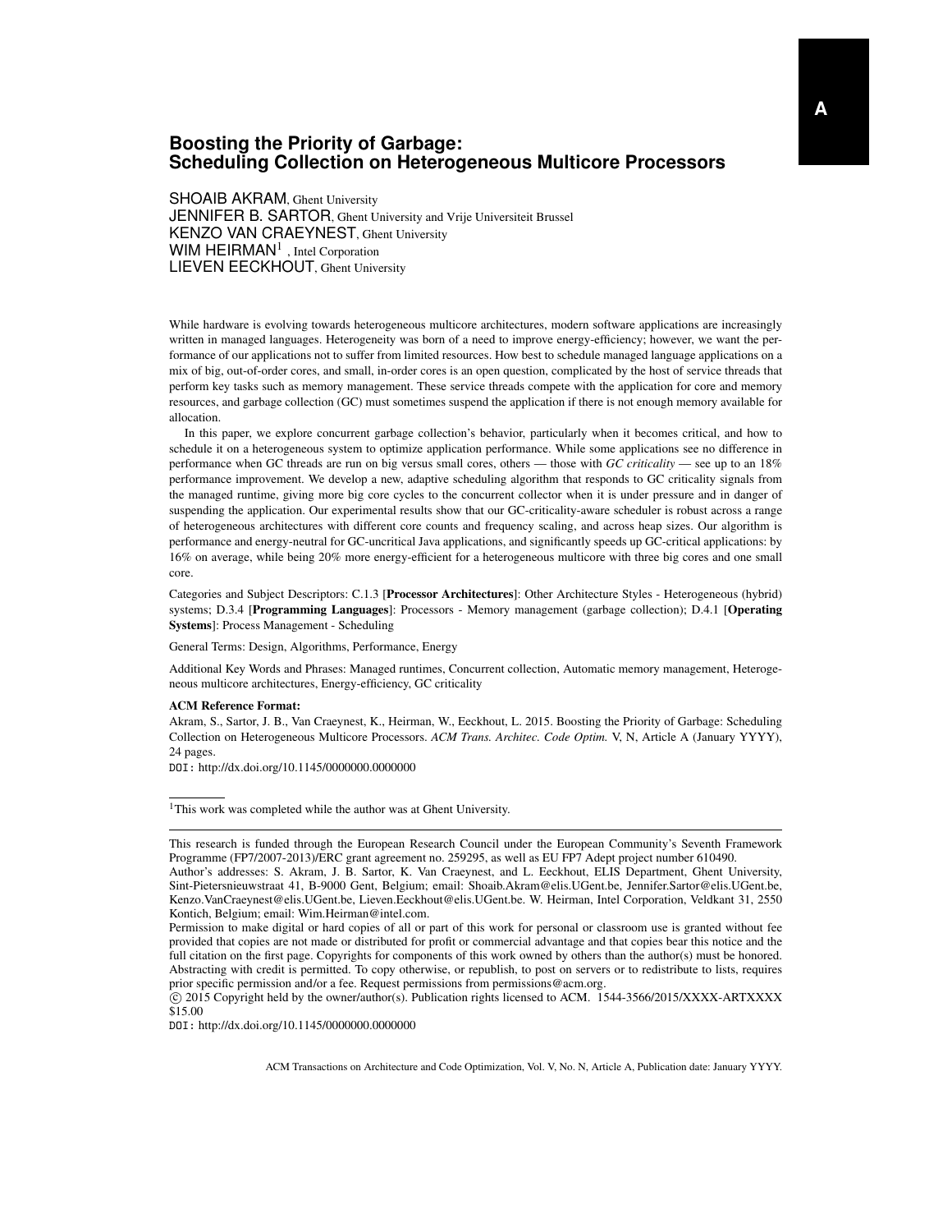# Boosting the Priority of Garbage: Scheduling Collection on Heterogeneous Multicore Processors

SHOAIB AKRAM, Ghent University
JENNIFER B. SARTOR, Ghent University and Vrije Universiteit Brussel
KENZO VAN CRAEYNEST, Ghent University
WIM HEIRMAN[1], Intel Corporation
LIEVEN EECKHOUT, Ghent University

While hardware is evolving towards heterogeneous multicore architectures, modern software applications are increasingly written in managed languages. Heterogeneity was born of a need to improve energy-efficiency; however, we want the performance of our applications not to suffer from limited resources. How best to schedule managed language applications on a mix of big, out-of-order cores, and small, in-order cores is an open question, complicated by the host of service threads that perform key tasks such as memory management. These service threads compete with the application for core and memory resources, and garbage collection (GC) must sometimes suspend the application if there is not enough memory available for allocation.

In this paper, we explore concurrent garbage collection's behavior, particularly when it becomes critical, and how to schedule it on a heterogeneous system to optimize application performance. While some applications see no difference in performance when GC threads are run on big versus small cores, others — those with *GC criticality* — see up to an 18% performance improvement. We develop a new, adaptive scheduling algorithm that responds to GC criticality signals from the managed runtime, giving more big core cycles to the concurrent collector when it is under pressure and in danger of suspending the application. Our experimental results show that our GC-criticality-aware scheduler is robust across a range of heterogeneous architectures with different core counts and frequency scaling, and across heap sizes. Our algorithm is performance and energy-neutral for GC-uncritical Java applications, and significantly speeds up GC-critical applications: by 16% on average, while being 20% more energy-efficient for a heterogeneous multicore with three big cores and one small core.

Categories and Subject Descriptors: C.1.3 [**Processor Architectures**]: Other Architecture Styles - Heterogeneous (hybrid) systems; D.3.4 [**Programming Languages**]: Processors - Memory management (garbage collection); D.4.1 [**Operating Systems**]: Process Management - Scheduling

General Terms: Design, Algorithms, Performance, Energy

Additional Key Words and Phrases: Managed runtimes, Concurrent collection, Automatic memory management, Heterogeneous multicore architectures, Energy-efficiency, GC criticality

**ACM Reference Format:**

Akram, S., Sartor, J. B., Van Craeynest, K., Heirman, W., Eeckhout, L. 2015. Boosting the Priority of Garbage: Scheduling Collection on Heterogeneous Multicore Processors. *ACM Trans. Architec. Code Optim.* V, N, Article A (January YYYY), 24 pages.

DOI: http://dx.doi.org/10.1145/0000000.0000000

[1]This work was completed while the author was at Ghent University.

This research is funded through the European Research Council under the European Community's Seventh Framework Programme (FP7/2007-2013)/ERC grant agreement no. 259295, as well as EU FP7 Adept project number 610490.

Author's addresses: S. Akram, J. B. Sartor, K. Van Craeynest, and L. Eeckhout, ELIS Department, Ghent University, Sint-Pietersnieuwstraat 41, B-9000 Gent, Belgium; email: Shoaib.Akram@elis.UGent.be, Jennifer.Sartor@elis.UGent.be, Kenzo.VanCraeynest@elis.UGent.be, Lieven.Eeckhout@elis.UGent.be. W. Heirman, Intel Corporation, Veldkant 31, 2550 Kontich, Belgium; email: Wim.Heirman@intel.com.

Permission to make digital or hard copies of all or part of this work for personal or classroom use is granted without fee provided that copies are not made or distributed for profit or commercial advantage and that copies bear this notice and the full citation on the first page. Copyrights for components of this work owned by others than the author(s) must be honored. Abstracting with credit is permitted. To copy otherwise, or republish, to post on servers or to redistribute to lists, requires prior specific permission and/or a fee. Request permissions from permissions@acm.org.

© 2015 Copyright held by the owner/author(s). Publication rights licensed to ACM. 1544-3566/2015/XXXX-ARTXXXX $15.00

DOI: http://dx.doi.org/10.1145/0000000.0000000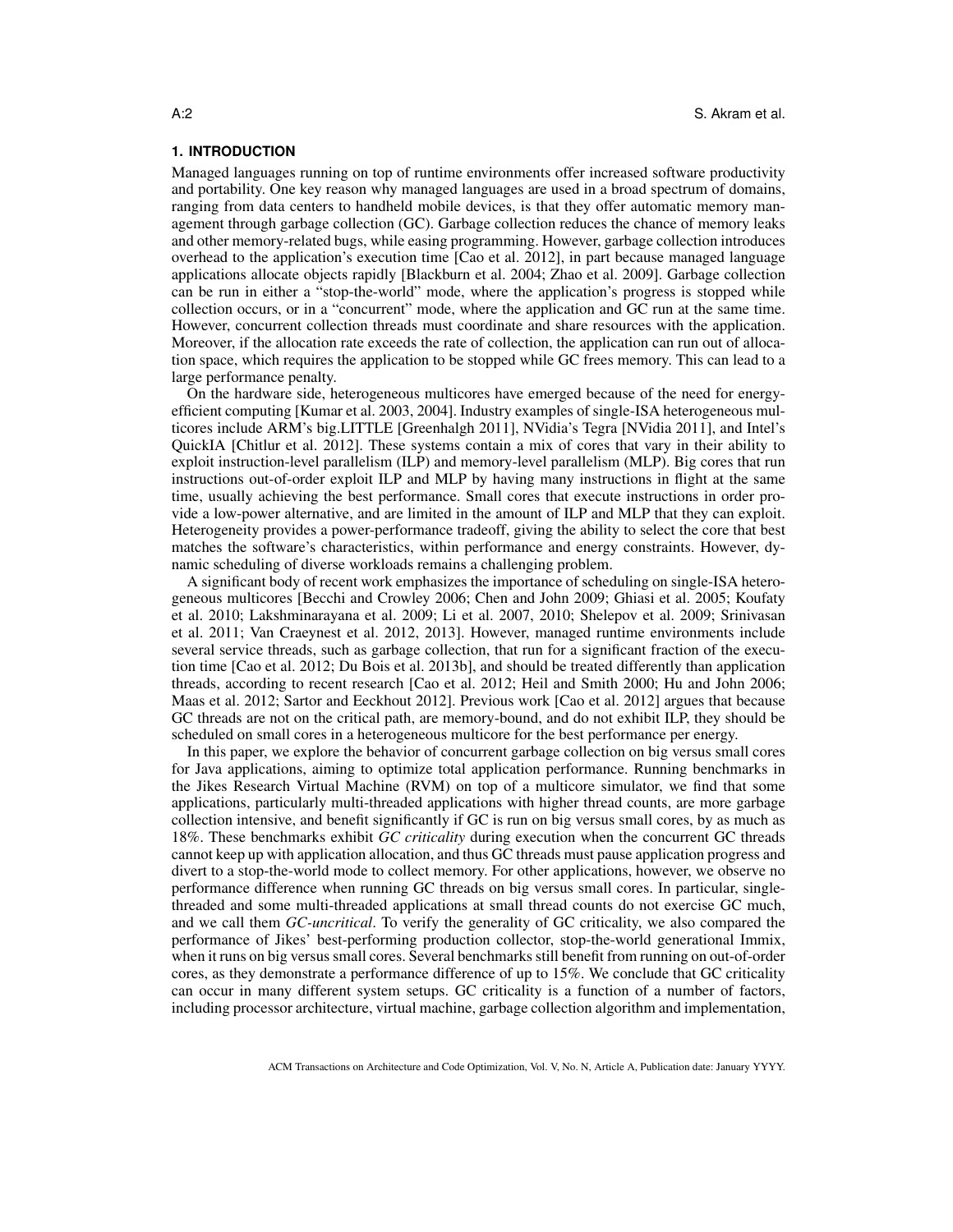## 1. INTRODUCTION

Managed languages running on top of runtime environments offer increased software productivity and portability. One key reason why managed languages are used in a broad spectrum of domains, ranging from data centers to handheld mobile devices, is that they offer automatic memory management through garbage collection (GC). Garbage collection reduces the chance of memory leaks and other memory-related bugs, while easing programming. However, garbage collection introduces overhead to the application's execution time [Cao et al. 2012], in part because managed language applications allocate objects rapidly [Blackburn et al. 2004; Zhao et al. 2009]. Garbage collection can be run in either a "stop-the-world" mode, where the application's progress is stopped while collection occurs, or in a "concurrent" mode, where the application and GC run at the same time. However, concurrent collection threads must coordinate and share resources with the application. Moreover, if the allocation rate exceeds the rate of collection, the application can run out of allocation space, which requires the application to be stopped while GC frees memory. This can lead to a large performance penalty.

On the hardware side, heterogeneous multicores have emerged because of the need for energy-efficient computing [Kumar et al. 2003, 2004]. Industry examples of single-ISA heterogeneous multicores include ARM's big.LITTLE [Greenhalgh 2011], NVidia's Tegra [NVidia 2011], and Intel's QuickIA [Chitlur et al. 2012]. These systems contain a mix of cores that vary in their ability to exploit instruction-level parallelism (ILP) and memory-level parallelism (MLP). Big cores that run instructions out-of-order exploit ILP and MLP by having many instructions in flight at the same time, usually achieving the best performance. Small cores that execute instructions in order provide a low-power alternative, and are limited in the amount of ILP and MLP that they can exploit. Heterogeneity provides a power-performance tradeoff, giving the ability to select the core that best matches the software's characteristics, within performance and energy constraints. However, dynamic scheduling of diverse workloads remains a challenging problem.

A significant body of recent work emphasizes the importance of scheduling on single-ISA heterogeneous multicores [Becchi and Crowley 2006; Chen and John 2009; Ghiasi et al. 2005; Koufaty et al. 2010; Lakshminarayana et al. 2009; Li et al. 2007, 2010; Shelepov et al. 2009; Srinivasan et al. 2011; Van Craeynest et al. 2012, 2013]. However, managed runtime environments include several service threads, such as garbage collection, that run for a significant fraction of the execution time [Cao et al. 2012; Du Bois et al. 2013b], and should be treated differently than application threads, according to recent research [Cao et al. 2012; Heil and Smith 2000; Hu and John 2006; Maas et al. 2012; Sartor and Eeckhout 2012]. Previous work [Cao et al. 2012] argues that because GC threads are not on the critical path, are memory-bound, and do not exhibit ILP, they should be scheduled on small cores in a heterogeneous multicore for the best performance per energy.

In this paper, we explore the behavior of concurrent garbage collection on big versus small cores for Java applications, aiming to optimize total application performance. Running benchmarks in the Jikes Research Virtual Machine (RVM) on top of a multicore simulator, we find that some applications, particularly multi-threaded applications with higher thread counts, are more garbage collection intensive, and benefit significantly if GC is run on big versus small cores, by as much as 18%. These benchmarks exhibit *GC criticality* during execution when the concurrent GC threads cannot keep up with application allocation, and thus GC threads must pause application progress and divert to a stop-the-world mode to collect memory. For other applications, however, we observe no performance difference when running GC threads on big versus small cores. In particular, single-threaded and some multi-threaded applications at small thread counts do not exercise GC much, and we call them *GC-uncritical*. To verify the generality of GC criticality, we also compared the performance of Jikes' best-performing production collector, stop-the-world generational Immix, when it runs on big versus small cores. Several benchmarks still benefit from running on out-of-order cores, as they demonstrate a performance difference of up to 15%. We conclude that GC criticality can occur in many different system setups. GC criticality is a function of a number of factors, including processor architecture, virtual machine, garbage collection algorithm and implementation,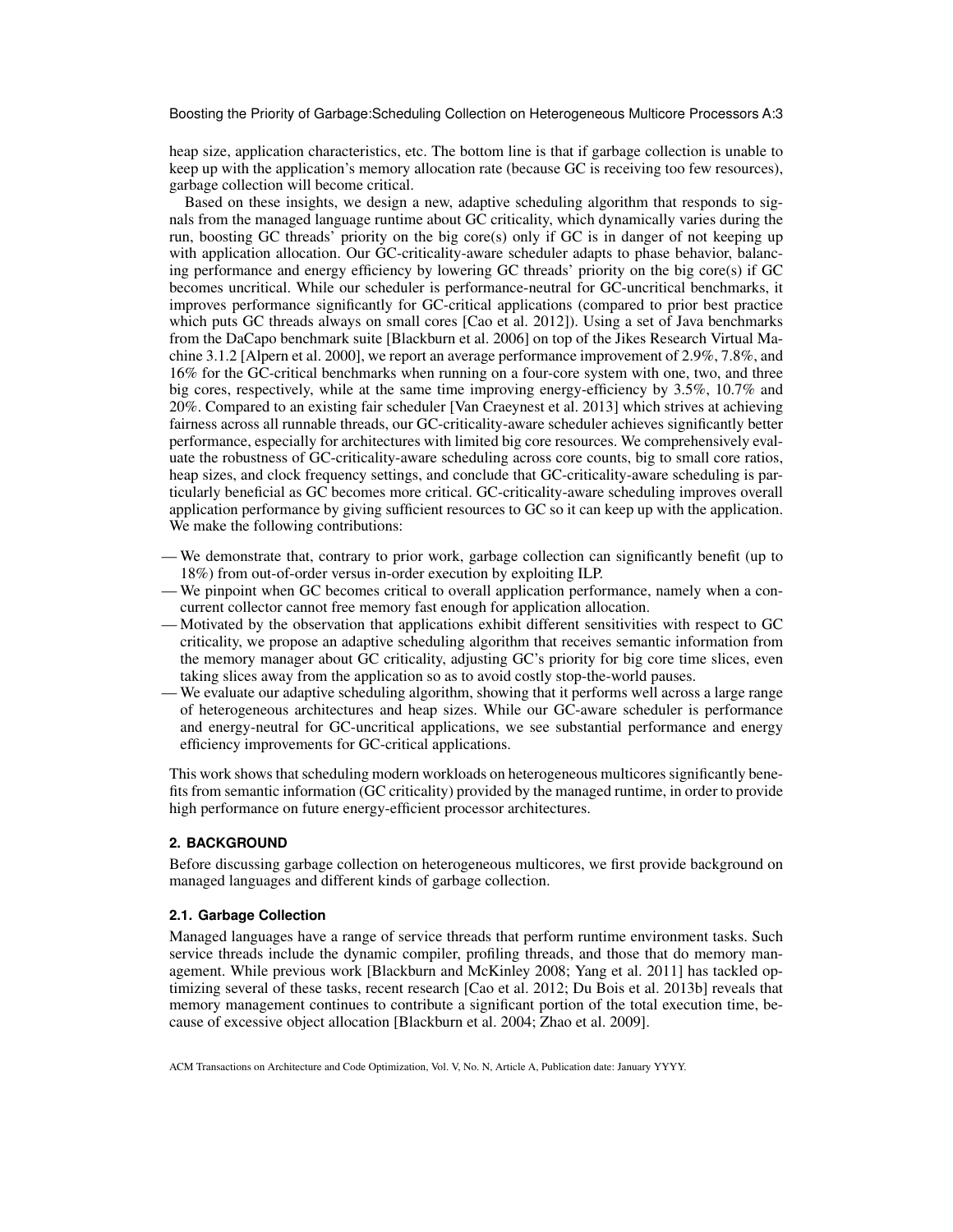heap size, application characteristics, etc. The bottom line is that if garbage collection is unable to keep up with the application's memory allocation rate (because GC is receiving too few resources), garbage collection will become critical.

Based on these insights, we design a new, adaptive scheduling algorithm that responds to signals from the managed language runtime about GC criticality, which dynamically varies during the run, boosting GC threads' priority on the big core(s) only if GC is in danger of not keeping up with application allocation. Our GC-criticality-aware scheduler adapts to phase behavior, balancing performance and energy efficiency by lowering GC threads' priority on the big core(s) if GC becomes uncritical. While our scheduler is performance-neutral for GC-uncritical benchmarks, it improves performance significantly for GC-critical applications (compared to prior best practice which puts GC threads always on small cores [Cao et al. 2012]). Using a set of Java benchmarks from the DaCapo benchmark suite [Blackburn et al. 2006] on top of the Jikes Research Virtual Machine 3.1.2 [Alpern et al. 2000], we report an average performance improvement of 2.9%, 7.8%, and 16% for the GC-critical benchmarks when running on a four-core system with one, two, and three big cores, respectively, while at the same time improving energy-efficiency by 3.5%, 10.7% and 20%. Compared to an existing fair scheduler [Van Craeynest et al. 2013] which strives at achieving fairness across all runnable threads, our GC-criticality-aware scheduler achieves significantly better performance, especially for architectures with limited big core resources. We comprehensively evaluate the robustness of GC-criticality-aware scheduling across core counts, big to small core ratios, heap sizes, and clock frequency settings, and conclude that GC-criticality-aware scheduling is particularly beneficial as GC becomes more critical. GC-criticality-aware scheduling improves overall application performance by giving sufficient resources to GC so it can keep up with the application. We make the following contributions:

- We demonstrate that, contrary to prior work, garbage collection can significantly benefit (up to 18%) from out-of-order versus in-order execution by exploiting ILP.
- We pinpoint when GC becomes critical to overall application performance, namely when a concurrent collector cannot free memory fast enough for application allocation.
- Motivated by the observation that applications exhibit different sensitivities with respect to GC criticality, we propose an adaptive scheduling algorithm that receives semantic information from the memory manager about GC criticality, adjusting GC's priority for big core time slices, even taking slices away from the application so as to avoid costly stop-the-world pauses.
- We evaluate our adaptive scheduling algorithm, showing that it performs well across a large range of heterogeneous architectures and heap sizes. While our GC-aware scheduler is performance and energy-neutral for GC-uncritical applications, we see substantial performance and energy efficiency improvements for GC-critical applications.

This work shows that scheduling modern workloads on heterogeneous multicores significantly benefits from semantic information (GC criticality) provided by the managed runtime, in order to provide high performance on future energy-efficient processor architectures.

## 2. BACKGROUND

Before discussing garbage collection on heterogeneous multicores, we first provide background on managed languages and different kinds of garbage collection.

### 2.1. Garbage Collection

Managed languages have a range of service threads that perform runtime environment tasks. Such service threads include the dynamic compiler, profiling threads, and those that do memory management. While previous work [Blackburn and McKinley 2008; Yang et al. 2011] has tackled optimizing several of these tasks, recent research [Cao et al. 2012; Du Bois et al. 2013b] reveals that memory management continues to contribute a significant portion of the total execution time, because of excessive object allocation [Blackburn et al. 2004; Zhao et al. 2009].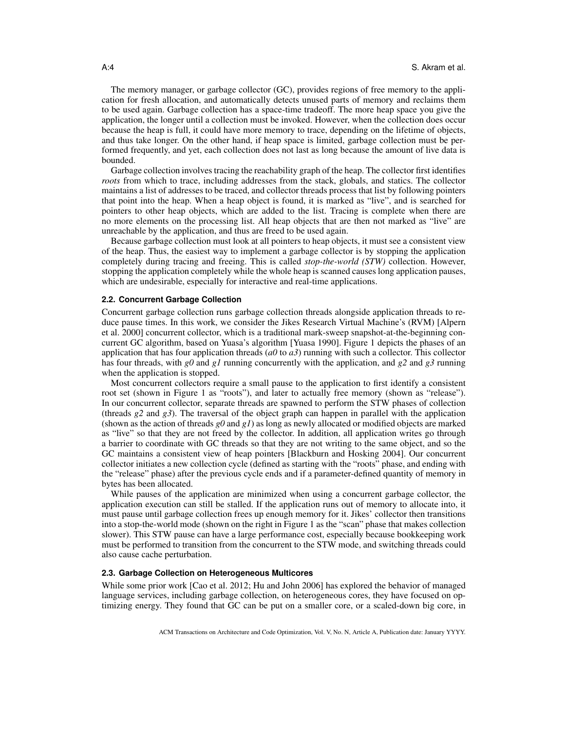The memory manager, or garbage collector (GC), provides regions of free memory to the application for fresh allocation, and automatically detects unused parts of memory and reclaims them to be used again. Garbage collection has a space-time tradeoff. The more heap space you give the application, the longer until a collection must be invoked. However, when the collection does occur because the heap is full, it could have more memory to trace, depending on the lifetime of objects, and thus take longer. On the other hand, if heap space is limited, garbage collection must be performed frequently, and yet, each collection does not last as long because the amount of live data is bounded.

Garbage collection involves tracing the reachability graph of the heap. The collector first identifies *roots* from which to trace, including addresses from the stack, globals, and statics. The collector maintains a list of addresses to be traced, and collector threads process that list by following pointers that point into the heap. When a heap object is found, it is marked as "live", and is searched for pointers to other heap objects, which are added to the list. Tracing is complete when there are no more elements on the processing list. All heap objects that are then not marked as "live" are unreachable by the application, and thus are freed to be used again.

Because garbage collection must look at all pointers to heap objects, it must see a consistent view of the heap. Thus, the easiest way to implement a garbage collector is by stopping the application completely during tracing and freeing. This is called *stop-the-world (STW)* collection. However, stopping the application completely while the whole heap is scanned causes long application pauses, which are undesirable, especially for interactive and real-time applications.

### 2.2. Concurrent Garbage Collection

Concurrent garbage collection runs garbage collection threads alongside application threads to reduce pause times. In this work, we consider the Jikes Research Virtual Machine's (RVM) [Alpern et al. 2000] concurrent collector, which is a traditional mark-sweep snapshot-at-the-beginning concurrent GC algorithm, based on Yuasa's algorithm [Yuasa 1990]. Figure 1 depicts the phases of an application that has four application threads (*a0* to *a3*) running with such a collector. This collector has four threads, with *g0* and *g1* running concurrently with the application, and *g2* and *g3* running when the application is stopped.

Most concurrent collectors require a small pause to the application to first identify a consistent root set (shown in Figure 1 as "roots"), and later to actually free memory (shown as "release"). In our concurrent collector, separate threads are spawned to perform the STW phases of collection (threads *g2* and *g3*). The traversal of the object graph can happen in parallel with the application (shown as the action of threads *g0* and *g1*) as long as newly allocated or modified objects are marked as "live" so that they are not freed by the collector. In addition, all application writes go through a barrier to coordinate with GC threads so that they are not writing to the same object, and so the GC maintains a consistent view of heap pointers [Blackburn and Hosking 2004]. Our concurrent collector initiates a new collection cycle (defined as starting with the "roots" phase, and ending with the "release" phase) after the previous cycle ends and if a parameter-defined quantity of memory in bytes has been allocated.

While pauses of the application are minimized when using a concurrent garbage collector, the application execution can still be stalled. If the application runs out of memory to allocate into, it must pause until garbage collection frees up enough memory for it. Jikes' collector then transitions into a stop-the-world mode (shown on the right in Figure 1 as the "scan" phase that makes collection slower). This STW pause can have a large performance cost, especially because bookkeeping work must be performed to transition from the concurrent to the STW mode, and switching threads could also cause cache perturbation.

### 2.3. Garbage Collection on Heterogeneous Multicores

While some prior work [Cao et al. 2012; Hu and John 2006] has explored the behavior of managed language services, including garbage collection, on heterogeneous cores, they have focused on optimizing energy. They found that GC can be put on a smaller core, or a scaled-down big core, in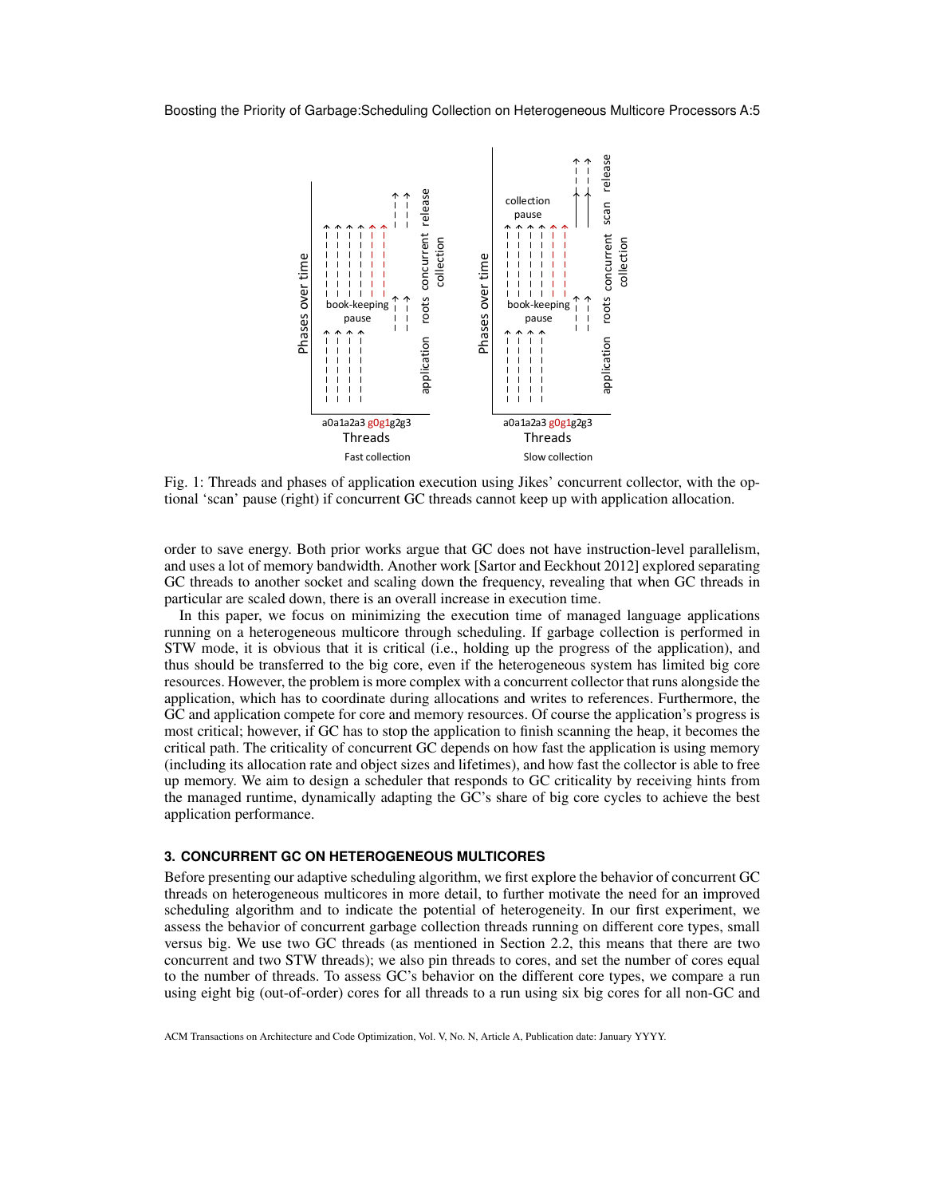Phases over time

book-keeping pause

a0a1a2a3 g0g1g2g3

Threads

Fast collection

application roots concurrent collection release

Phases over time

collection pause

book-keeping pause

a0a1a2a3 g0g1g2g3

Threads

Slow collection

application roots concurrent collection scan release

Fig. 1: Threads and phases of application execution using Jikes' concurrent collector, with the optional 'scan' pause (right) if concurrent GC threads cannot keep up with application allocation.

order to save energy. Both prior works argue that GC does not have instruction-level parallelism, and uses a lot of memory bandwidth. Another work [Sartor and Eeckhout 2012] explored separating GC threads to another socket and scaling down the frequency, revealing that when GC threads in particular are scaled down, there is an overall increase in execution time.

In this paper, we focus on minimizing the execution time of managed language applications running on a heterogeneous multicore through scheduling. If garbage collection is performed in STW mode, it is obvious that it is critical (i.e., holding up the progress of the application), and thus should be transferred to the big core, even if the heterogeneous system has limited big core resources. However, the problem is more complex with a concurrent collector that runs alongside the application, which has to coordinate during allocations and writes to references. Furthermore, the GC and application compete for core and memory resources. Of course the application's progress is most critical; however, if GC has to stop the application to finish scanning the heap, it becomes the critical path. The criticality of concurrent GC depends on how fast the application is using memory (including its allocation rate and object sizes and lifetimes), and how fast the collector is able to free up memory. We aim to design a scheduler that responds to GC criticality by receiving hints from the managed runtime, dynamically adapting the GC's share of big core cycles to achieve the best application performance.

## 3. CONCURRENT GC ON HETEROGENEOUS MULTICORES

Before presenting our adaptive scheduling algorithm, we first explore the behavior of concurrent GC threads on heterogeneous multicores in more detail, to further motivate the need for an improved scheduling algorithm and to indicate the potential of heterogeneity. In our first experiment, we assess the behavior of concurrent garbage collection threads running on different core types, small versus big. We use two GC threads (as mentioned in Section 2.2, this means that there are two concurrent and two STW threads); we also pin threads to cores, and set the number of cores equal to the number of threads. To assess GC's behavior on the different core types, we compare a run using eight big (out-of-order) cores for all threads to a run using six big cores for all non-GC and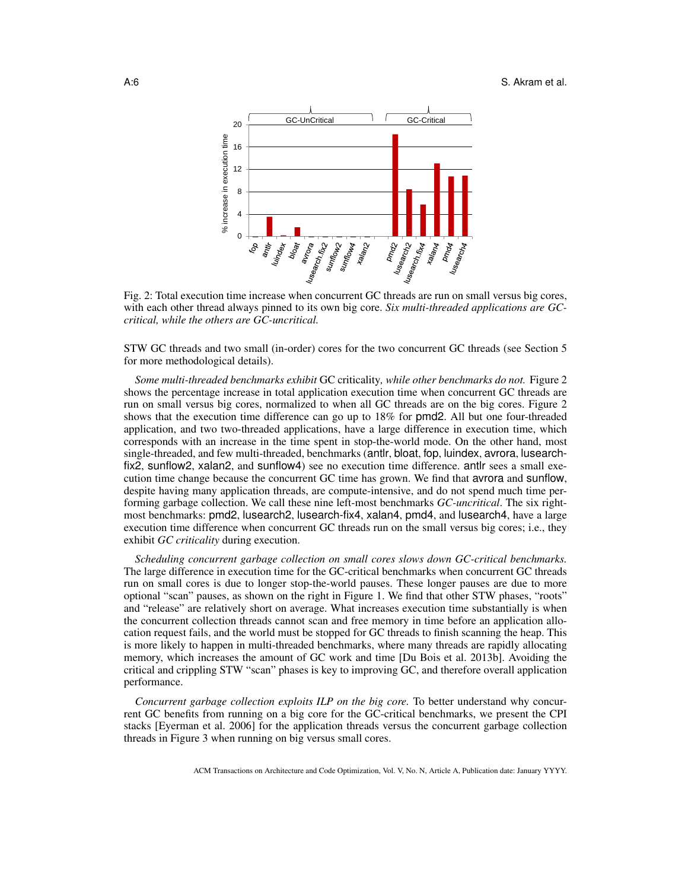GC-UnCritical

GC-Critical

20

16

12

8

4

0

% increase in execution time

fop antlr luindex bloat avrora lusearch.fix2 sunflow2 sunflow4 xalan2 pmd2 lusearch2 lusearch.fix4 xalan4 pmd4 lusearch4

Fig. 2: Total execution time increase when concurrent GC threads are run on small versus big cores, with each other thread always pinned to its own big core. *Six multi-threaded applications are GC-critical, while the others are GC-uncritical.*

STW GC threads and two small (in-order) cores for the two concurrent GC threads (see Section 5 for more methodological details).

*Some multi-threaded benchmarks exhibit* GC criticality*, while other benchmarks do not.* Figure 2 shows the percentage increase in total application execution time when concurrent GC threads are run on small versus big cores, normalized to when all GC threads are on the big cores. Figure 2 shows that the execution time difference can go up to 18% for pmd2. All but one four-threaded application, and two two-threaded applications, have a large difference in execution time, which corresponds with an increase in the time spent in stop-the-world mode. On the other hand, most single-threaded, and few multi-threaded, benchmarks (antlr, bloat, fop, luindex, avrora, lusearch-fix2, sunflow2, xalan2, and sunflow4) see no execution time difference. antlr sees a small execution time change because the concurrent GC time has grown. We find that avrora and sunflow, despite having many application threads, are compute-intensive, and do not spend much time performing garbage collection. We call these nine left-most benchmarks *GC-uncritical*. The six right-most benchmarks: pmd2, lusearch2, lusearch-fix4, xalan4, pmd4, and lusearch4, have a large execution time difference when concurrent GC threads run on the small versus big cores; i.e., they exhibit *GC criticality* during execution.

*Scheduling concurrent garbage collection on small cores slows down GC-critical benchmarks.* The large difference in execution time for the GC-critical benchmarks when concurrent GC threads run on small cores is due to longer stop-the-world pauses. These longer pauses are due to more optional "scan" pauses, as shown on the right in Figure 1. We find that other STW phases, "roots" and "release" are relatively short on average. What increases execution time substantially is when the concurrent collection threads cannot scan and free memory in time before an application allocation request fails, and the world must be stopped for GC threads to finish scanning the heap. This is more likely to happen in multi-threaded benchmarks, where many threads are rapidly allocating memory, which increases the amount of GC work and time [Du Bois et al. 2013b]. Avoiding the critical and crippling STW "scan" phases is key to improving GC, and therefore overall application performance.

*Concurrent garbage collection exploits ILP on the big core.* To better understand why concurrent GC benefits from running on a big core for the GC-critical benchmarks, we present the CPI stacks [Eyerman et al. 2006] for the application threads versus the concurrent garbage collection threads in Figure 3 when running on big versus small cores.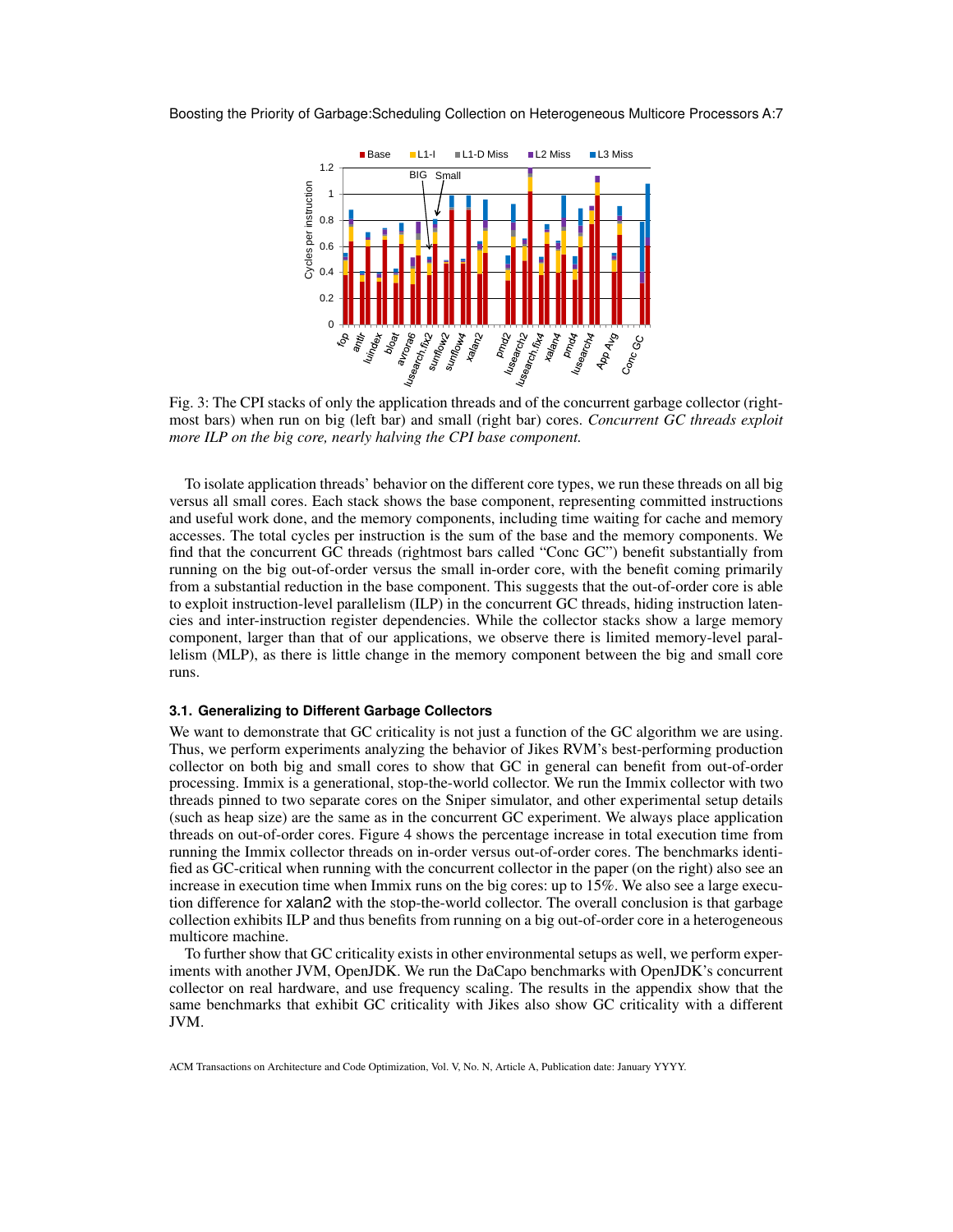Base L1-I L1-D Miss L2 Miss L3 Miss

1.2
1
0.8
0.6
0.4
0.2
0

Cycles per instruction

BIG Small

fop antlr luindex bloat avrora6 lusearch.fix2 sunflow2 sunflow4 xalan2 pmd2 lusearch2 lusearch.fix4 xalan4 pmd4 lusearch4 App Avg Conc GC

Fig. 3: The CPI stacks of only the application threads and of the concurrent garbage collector (rightmost bars) when run on big (left bar) and small (right bar) cores. *Concurrent GC threads exploit more ILP on the big core, nearly halving the CPI base component.*

To isolate application threads' behavior on the different core types, we run these threads on all big versus all small cores. Each stack shows the base component, representing committed instructions and useful work done, and the memory components, including time waiting for cache and memory accesses. The total cycles per instruction is the sum of the base and the memory components. We find that the concurrent GC threads (rightmost bars called "Conc GC") benefit substantially from running on the big out-of-order versus the small in-order core, with the benefit coming primarily from a substantial reduction in the base component. This suggests that the out-of-order core is able to exploit instruction-level parallelism (ILP) in the concurrent GC threads, hiding instruction latencies and inter-instruction register dependencies. While the collector stacks show a large memory component, larger than that of our applications, we observe there is limited memory-level parallelism (MLP), as there is little change in the memory component between the big and small core runs.

### 3.1. Generalizing to Different Garbage Collectors

We want to demonstrate that GC criticality is not just a function of the GC algorithm we are using. Thus, we perform experiments analyzing the behavior of Jikes RVM's best-performing production collector on both big and small cores to show that GC in general can benefit from out-of-order processing. Immix is a generational, stop-the-world collector. We run the Immix collector with two threads pinned to two separate cores on the Sniper simulator, and other experimental setup details (such as heap size) are the same as in the concurrent GC experiment. We always place application threads on out-of-order cores. Figure 4 shows the percentage increase in total execution time from running the Immix collector threads on in-order versus out-of-order cores. The benchmarks identified as GC-critical when running with the concurrent collector in the paper (on the right) also see an increase in execution time when Immix runs on the big cores: up to 15%. We also see a large execution difference for xalan2 with the stop-the-world collector. The overall conclusion is that garbage collection exhibits ILP and thus benefits from running on a big out-of-order core in a heterogeneous multicore machine.

To further show that GC criticality exists in other environmental setups as well, we perform experiments with another JVM, OpenJDK. We run the DaCapo benchmarks with OpenJDK's concurrent collector on real hardware, and use frequency scaling. The results in the appendix show that the same benchmarks that exhibit GC criticality with Jikes also show GC criticality with a different JVM.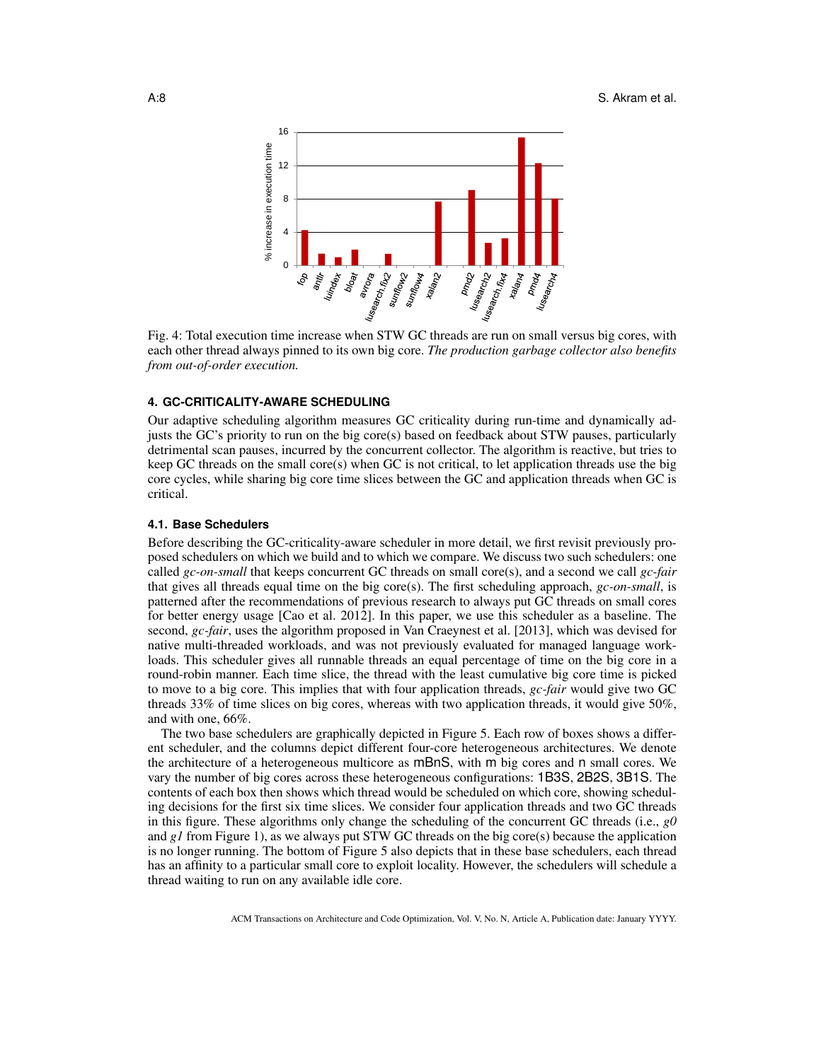% increase in execution time

16
12
8
4
0

fop
antlr
luindex
bloat
avrora
lusearch.fix2
sunflow2
sunflow4
xalan2
pmd2
lusearch2
lusearch.fix4
xalan4
pmd4
lusearch4

Fig. 4: Total execution time increase when STW GC threads are run on small versus big cores, with each other thread always pinned to its own big core. *The production garbage collector also benefits from out-of-order execution.*

## 4. GC-CRITICALITY-AWARE SCHEDULING

Our adaptive scheduling algorithm measures GC criticality during run-time and dynamically adjusts the GC's priority to run on the big core(s) based on feedback about STW pauses, particularly detrimental scan pauses, incurred by the concurrent collector. The algorithm is reactive, but tries to keep GC threads on the small core(s) when GC is not critical, to let application threads use the big core cycles, while sharing big core time slices between the GC and application threads when GC is critical.

### 4.1. Base Schedulers

Before describing the GC-criticality-aware scheduler in more detail, we first revisit previously proposed schedulers on which we build and to which we compare. We discuss two such schedulers: one called *gc-on-small* that keeps concurrent GC threads on small core(s), and a second we call *gc-fair* that gives all threads equal time on the big core(s). The first scheduling approach, *gc-on-small*, is patterned after the recommendations of previous research to always put GC threads on small cores for better energy usage [Cao et al. 2012]. In this paper, we use this scheduler as a baseline. The second, *gc-fair*, uses the algorithm proposed in Van Craeynest et al. [2013], which was devised for native multi-threaded workloads, and was not previously evaluated for managed language workloads. This scheduler gives all runnable threads an equal percentage of time on the big core in a round-robin manner. Each time slice, the thread with the least cumulative big core time is picked to move to a big core. This implies that with four application threads, *gc-fair* would give two GC threads 33% of time slices on big cores, whereas with two application threads, it would give 50%, and with one, 66%.

The two base schedulers are graphically depicted in Figure 5. Each row of boxes shows a different scheduler, and the columns depict different four-core heterogeneous architectures. We denote the architecture of a heterogeneous multicore as mBnS, with m big cores and n small cores. We vary the number of big cores across these heterogeneous configurations: 1B3S, 2B2S, 3B1S. The contents of each box then shows which thread would be scheduled on which core, showing scheduling decisions for the first six time slices. We consider four application threads and two GC threads in this figure. These algorithms only change the scheduling of the concurrent GC threads (i.e., *g0* and *g1* from Figure 1), as we always put STW GC threads on the big core(s) because the application is no longer running. The bottom of Figure 5 also depicts that in these base schedulers, each thread has an affinity to a particular small core to exploit locality. However, the schedulers will schedule a thread waiting to run on any available idle core.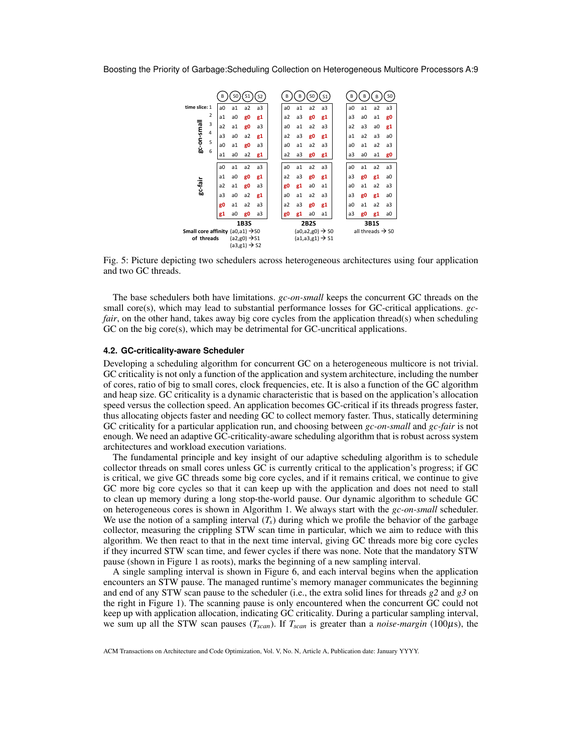| | Time slice | 1B3S: B | S0 | S1 | S2 | 2B2S: B | B | S0 | S1 | 3B1S: B | B | B | S0 |
|---|---|---|---|---|---|---|---|---|---|---|---|---|---|
| gc-on-small | 1 | a0 | a1 | a2 | a3 | a0 | a1 | a2 | a3 | a0 | a1 | a2 | a3 |
| | 2 | a1 | a0 | **g0** | **g1** | a2 | a3 | **g0** | **g1** | a3 | a0 | a1 | **g0** |
| | 3 | a2 | a1 | **g0** | a3 | a0 | a1 | a2 | a3 | a2 | a3 | a0 | **g1** |
| | 4 | a3 | a0 | a2 | **g1** | a2 | a3 | **g0** | **g1** | a1 | a2 | a3 | a0 |
| | 5 | a0 | a1 | **g0** | a3 | a0 | a1 | a2 | a3 | a0 | a1 | a2 | a3 |
| | 6 | a1 | a0 | a2 | **g1** | a2 | a3 | **g0** | **g1** | a3 | a0 | a1 | **g0** |
| gc-fair | 1 | a0 | a1 | a2 | a3 | a0 | a1 | a2 | a3 | a0 | a1 | a2 | a3 |
| | 2 | a1 | a0 | **g0** | **g1** | a2 | a3 | **g0** | **g1** | a3 | **g0** | **g1** | a0 |
| | 3 | a2 | a1 | **g0** | a3 | **g0** | **g1** | a0 | a1 | a0 | a1 | a2 | a3 |
| | 4 | a3 | a0 | a2 | **g1** | a0 | a1 | a2 | a3 | a3 | **g0** | **g1** | a0 |
| | 5 | **g0** | a1 | a2 | a3 | a2 | a3 | **g0** | **g1** | a0 | a1 | a2 | a3 |
| | 6 | **g1** | a0 | **g0** | a3 | **g0** | **g1** | a0 | a1 | a3 | **g0** | **g1** | a0 |

**Small core affinity of threads:**
- 1B3S: (a0,a1) → S0; (a2,g0) → S1; (a3,g1) → S2
- 2B2S: (a0,a2,g0) → S0; (a1,a3,g1) → S1
- 3B1S: all threads → S0

Fig. 5: Picture depicting two schedulers across heterogeneous architectures using four application and two GC threads.

The base schedulers both have limitations. *gc-on-small* keeps the concurrent GC threads on the small core(s), which may lead to substantial performance losses for GC-critical applications. *gc-fair*, on the other hand, takes away big core cycles from the application thread(s) when scheduling GC on the big core(s), which may be detrimental for GC-uncritical applications.

### 4.2. GC-criticality-aware Scheduler

Developing a scheduling algorithm for concurrent GC on a heterogeneous multicore is not trivial. GC criticality is not only a function of the application and system architecture, including the number of cores, ratio of big to small cores, clock frequencies, etc. It is also a function of the GC algorithm and heap size. GC criticality is a dynamic characteristic that is based on the application's allocation speed versus the collection speed. An application becomes GC-critical if its threads progress faster, thus allocating objects faster and needing GC to collect memory faster. Thus, statically determining GC criticality for a particular application run, and choosing between *gc-on-small* and *gc-fair* is not enough. We need an adaptive GC-criticality-aware scheduling algorithm that is robust across system architectures and workload execution variations.

The fundamental principle and key insight of our adaptive scheduling algorithm is to schedule collector threads on small cores unless GC is currently critical to the application's progress; if GC is critical, we give GC threads some big core cycles, and if it remains critical, we continue to give GC more big core cycles so that it can keep up with the application and does not need to stall to clean up memory during a long stop-the-world pause. Our dynamic algorithm to schedule GC on heterogeneous cores is shown in Algorithm 1. We always start with the *gc-on-small* scheduler. We use the notion of a sampling interval ($T_s$) during which we profile the behavior of the garbage collector, measuring the crippling STW scan time in particular, which we aim to reduce with this algorithm. We then react to that in the next time interval, giving GC threads more big core cycles if they incurred STW scan time, and fewer cycles if there was none. Note that the mandatory STW pause (shown in Figure 1 as roots), marks the beginning of a new sampling interval.

A single sampling interval is shown in Figure 6, and each interval begins when the application encounters an STW pause. The managed runtime's memory manager communicates the beginning and end of any STW scan pause to the scheduler (i.e., the extra solid lines for threads *g2* and *g3* on the right in Figure 1). The scanning pause is only encountered when the concurrent GC could not keep up with application allocation, indicating GC criticality. During a particular sampling interval, we sum up all the STW scan pauses ($T_{scan}$). If $T_{scan}$ is greater than a *noise-margin* (100$\mu$s), the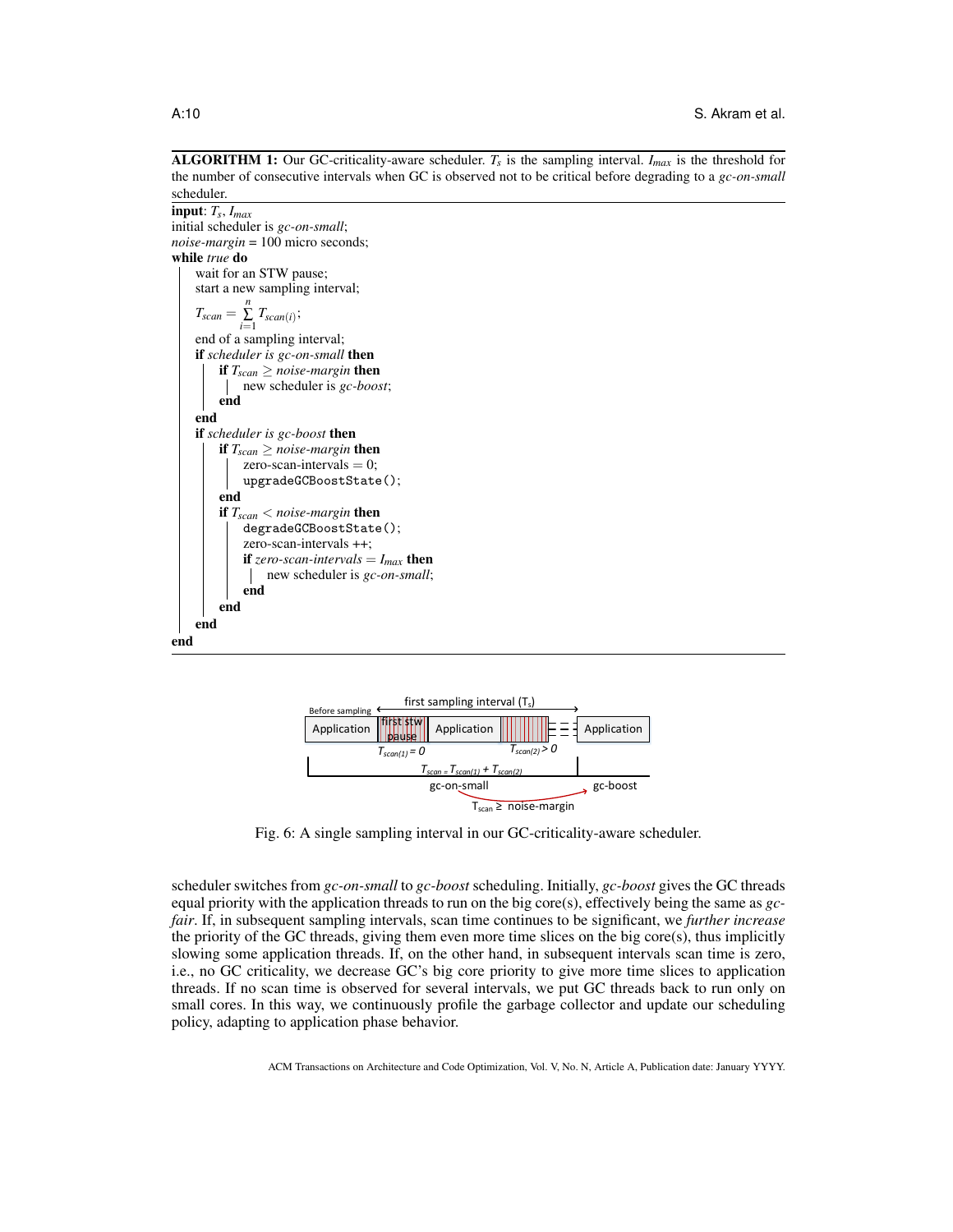**ALGORITHM 1:** Our GC-criticality-aware scheduler. $T_s$ is the sampling interval. $I_{max}$ is the threshold for the number of consecutive intervals when GC is observed not to be critical before degrading to a *gc-on-small* scheduler.

**input**: $T_s$, $I_{max}$
initial scheduler is *gc-on-small*;
*noise-margin* = 100 micro seconds;
**while** *true* **do**
  wait for an STW pause;
  start a new sampling interval;
  $T_{scan} = \sum_{i=1}^{n} T_{scan(i)}$;
  end of a sampling interval;
  **if** *scheduler is gc-on-small* **then**
    **if** $T_{scan} \geq$ *noise-margin* **then**
      new scheduler is *gc-boost*;
    **end**
  **end**
  **if** *scheduler is gc-boost* **then**
    **if** $T_{scan} \geq$ *noise-margin* **then**
      zero-scan-intervals $= 0$;
      `upgradeGCBoostState()`;
    **end**
    **if** $T_{scan} <$ *noise-margin* **then**
      `degradeGCBoostState()`;
      zero-scan-intervals ++;
      **if** *zero-scan-intervals* $= I_{max}$ **then**
        new scheduler is *gc-on-small*;
      **end**
    **end**
  **end**
**end**

Before sampling
first sampling interval ($T_s$)
Application
first stw pause
Application
Application
$T_{scan(1)} = 0$
$T_{scan(2)} > 0$
$T_{scan} = T_{scan(1)} + T_{scan(2)}$
gc-on-small
gc-boost
$T_{scan} \geq$ noise-margin

Fig. 6: A single sampling interval in our GC-criticality-aware scheduler.

scheduler switches from *gc-on-small* to *gc-boost* scheduling. Initially, *gc-boost* gives the GC threads equal priority with the application threads to run on the big core(s), effectively being the same as *gc-fair*. If, in subsequent sampling intervals, scan time continues to be significant, we *further increase* the priority of the GC threads, giving them even more time slices on the big core(s), thus implicitly slowing some application threads. If, on the other hand, in subsequent intervals scan time is zero, i.e., no GC criticality, we decrease GC's big core priority to give more time slices to application threads. If no scan time is observed for several intervals, we put GC threads back to run only on small cores. In this way, we continuously profile the garbage collector and update our scheduling policy, adapting to application phase behavior.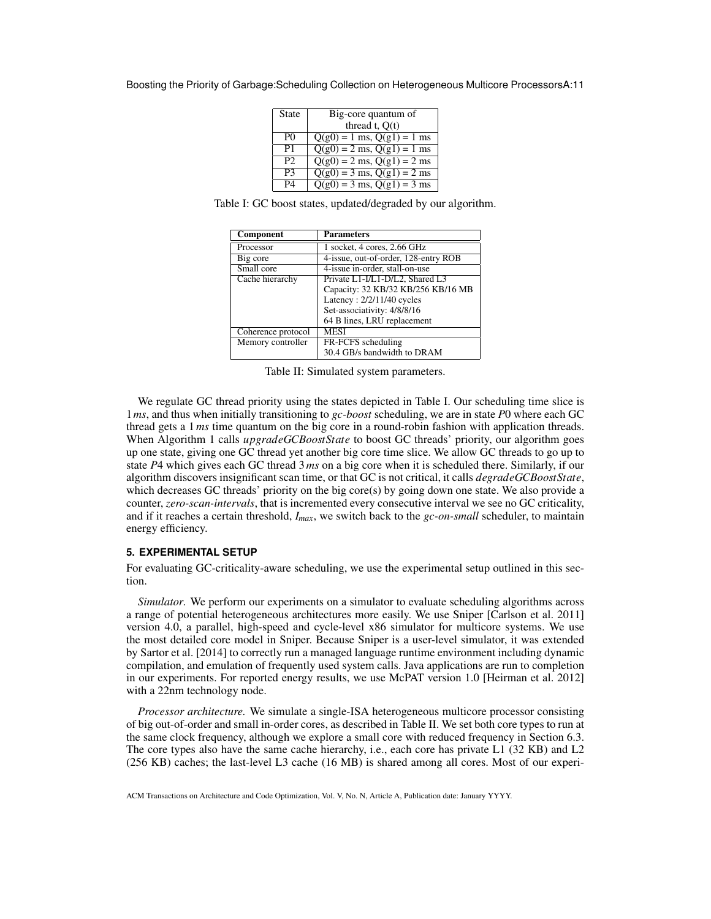| State | Big-core quantum of thread t, Q(t) |
|---|---|
| P0 | Q(g0) = 1 ms, Q(g1) = 1 ms |
| P1 | Q(g0) = 2 ms, Q(g1) = 1 ms |
| P2 | Q(g0) = 2 ms, Q(g1) = 2 ms |
| P3 | Q(g0) = 3 ms, Q(g1) = 2 ms |
| P4 | Q(g0) = 3 ms, Q(g1) = 3 ms |

Table I: GC boost states, updated/degraded by our algorithm.

| Component | Parameters |
|---|---|
| Processor | 1 socket, 4 cores, 2.66 GHz |
| Big core | 4-issue, out-of-order, 128-entry ROB |
| Small core | 4-issue in-order, stall-on-use |
| Cache hierarchy | Private L1-I/L1-D/L2, Shared L3<br>Capacity: 32 KB/32 KB/256 KB/16 MB<br>Latency : 2/2/11/40 cycles<br>Set-associativity: 4/8/8/16<br>64 B lines, LRU replacement |
| Coherence protocol | MESI |
| Memory controller | FR-FCFS scheduling<br>30.4 GB/s bandwidth to DRAM |

Table II: Simulated system parameters.

We regulate GC thread priority using the states depicted in Table I. Our scheduling time slice is 1 *ms*, and thus when initially transitioning to *gc-boost* scheduling, we are in state *P*0 where each GC thread gets a 1 *ms* time quantum on the big core in a round-robin fashion with application threads. When Algorithm 1 calls *upgradeGCBoostState* to boost GC threads' priority, our algorithm goes up one state, giving one GC thread yet another big core time slice. We allow GC threads to go up to state *P*4 which gives each GC thread 3 *ms* on a big core when it is scheduled there. Similarly, if our algorithm discovers insignificant scan time, or that GC is not critical, it calls *degradeGCBoostState*, which decreases GC threads' priority on the big core(s) by going down one state. We also provide a counter, *zero-scan-intervals*, that is incremented every consecutive interval we see no GC criticality, and if it reaches a certain threshold, $I_{max}$, we switch back to the *gc-on-small* scheduler, to maintain energy efficiency.

## 5. EXPERIMENTAL SETUP

For evaluating GC-criticality-aware scheduling, we use the experimental setup outlined in this section.

*Simulator.* We perform our experiments on a simulator to evaluate scheduling algorithms across a range of potential heterogeneous architectures more easily. We use Sniper [Carlson et al. 2011] version 4.0, a parallel, high-speed and cycle-level x86 simulator for multicore systems. We use the most detailed core model in Sniper. Because Sniper is a user-level simulator, it was extended by Sartor et al. [2014] to correctly run a managed language runtime environment including dynamic compilation, and emulation of frequently used system calls. Java applications are run to completion in our experiments. For reported energy results, we use McPAT version 1.0 [Heirman et al. 2012] with a 22nm technology node.

*Processor architecture.* We simulate a single-ISA heterogeneous multicore processor consisting of big out-of-order and small in-order cores, as described in Table II. We set both core types to run at the same clock frequency, although we explore a small core with reduced frequency in Section 6.3. The core types also have the same cache hierarchy, i.e., each core has private L1 (32 KB) and L2 (256 KB) caches; the last-level L3 cache (16 MB) is shared among all cores. Most of our experi-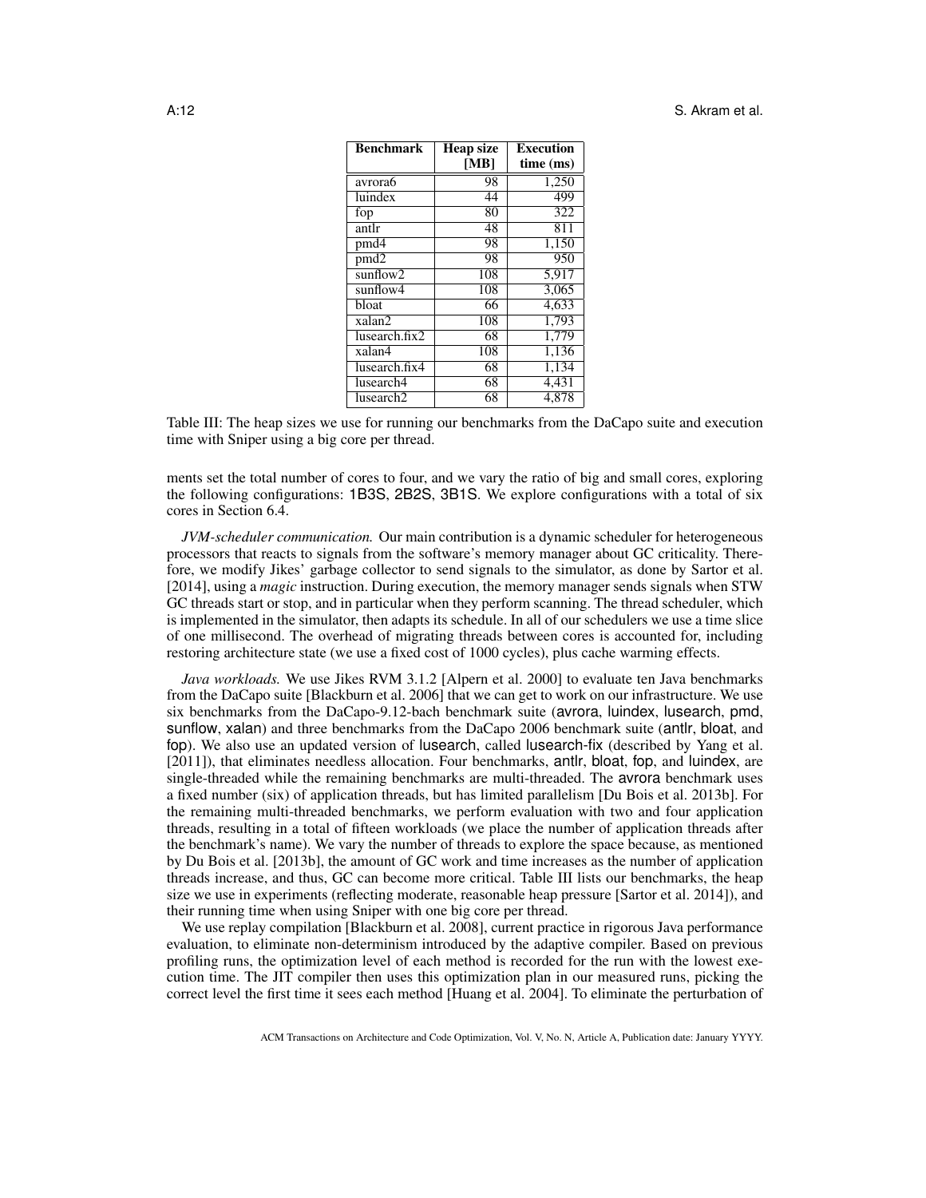| Benchmark | Heap size [MB] | Execution time (ms) |
|---|---|---|
| avrora6 | 98 | 1,250 |
| luindex | 44 | 499 |
| fop | 80 | 322 |
| antlr | 48 | 811 |
| pmd4 | 98 | 1,150 |
| pmd2 | 98 | 950 |
| sunflow2 | 108 | 5,917 |
| sunflow4 | 108 | 3,065 |
| bloat | 66 | 4,633 |
| xalan2 | 108 | 1,793 |
| lusearch.fix2 | 68 | 1,779 |
| xalan4 | 108 | 1,136 |
| lusearch.fix4 | 68 | 1,134 |
| lusearch4 | 68 | 4,431 |
| lusearch2 | 68 | 4,878 |

Table III: The heap sizes we use for running our benchmarks from the DaCapo suite and execution time with Sniper using a big core per thread.

ments set the total number of cores to four, and we vary the ratio of big and small cores, exploring the following configurations: 1B3S, 2B2S, 3B1S. We explore configurations with a total of six cores in Section 6.4.

*JVM-scheduler communication.* Our main contribution is a dynamic scheduler for heterogeneous processors that reacts to signals from the software's memory manager about GC criticality. Therefore, we modify Jikes' garbage collector to send signals to the simulator, as done by Sartor et al. [2014], using a *magic* instruction. During execution, the memory manager sends signals when STW GC threads start or stop, and in particular when they perform scanning. The thread scheduler, which is implemented in the simulator, then adapts its schedule. In all of our schedulers we use a time slice of one millisecond. The overhead of migrating threads between cores is accounted for, including restoring architecture state (we use a fixed cost of 1000 cycles), plus cache warming effects.

*Java workloads.* We use Jikes RVM 3.1.2 [Alpern et al. 2000] to evaluate ten Java benchmarks from the DaCapo suite [Blackburn et al. 2006] that we can get to work on our infrastructure. We use six benchmarks from the DaCapo-9.12-bach benchmark suite (avrora, luindex, lusearch, pmd, sunflow, xalan) and three benchmarks from the DaCapo 2006 benchmark suite (antlr, bloat, and fop). We also use an updated version of lusearch, called lusearch-fix (described by Yang et al. [2011]), that eliminates needless allocation. Four benchmarks, antlr, bloat, fop, and luindex, are single-threaded while the remaining benchmarks are multi-threaded. The avrora benchmark uses a fixed number (six) of application threads, but has limited parallelism [Du Bois et al. 2013b]. For the remaining multi-threaded benchmarks, we perform evaluation with two and four application threads, resulting in a total of fifteen workloads (we place the number of application threads after the benchmark's name). We vary the number of threads to explore the space because, as mentioned by Du Bois et al. [2013b], the amount of GC work and time increases as the number of application threads increase, and thus, GC can become more critical. Table III lists our benchmarks, the heap size we use in experiments (reflecting moderate, reasonable heap pressure [Sartor et al. 2014]), and their running time when using Sniper with one big core per thread.

We use replay compilation [Blackburn et al. 2008], current practice in rigorous Java performance evaluation, to eliminate non-determinism introduced by the adaptive compiler. Based on previous profiling runs, the optimization level of each method is recorded for the run with the lowest execution time. The JIT compiler then uses this optimization plan in our measured runs, picking the correct level the first time it sees each method [Huang et al. 2004]. To eliminate the perturbation of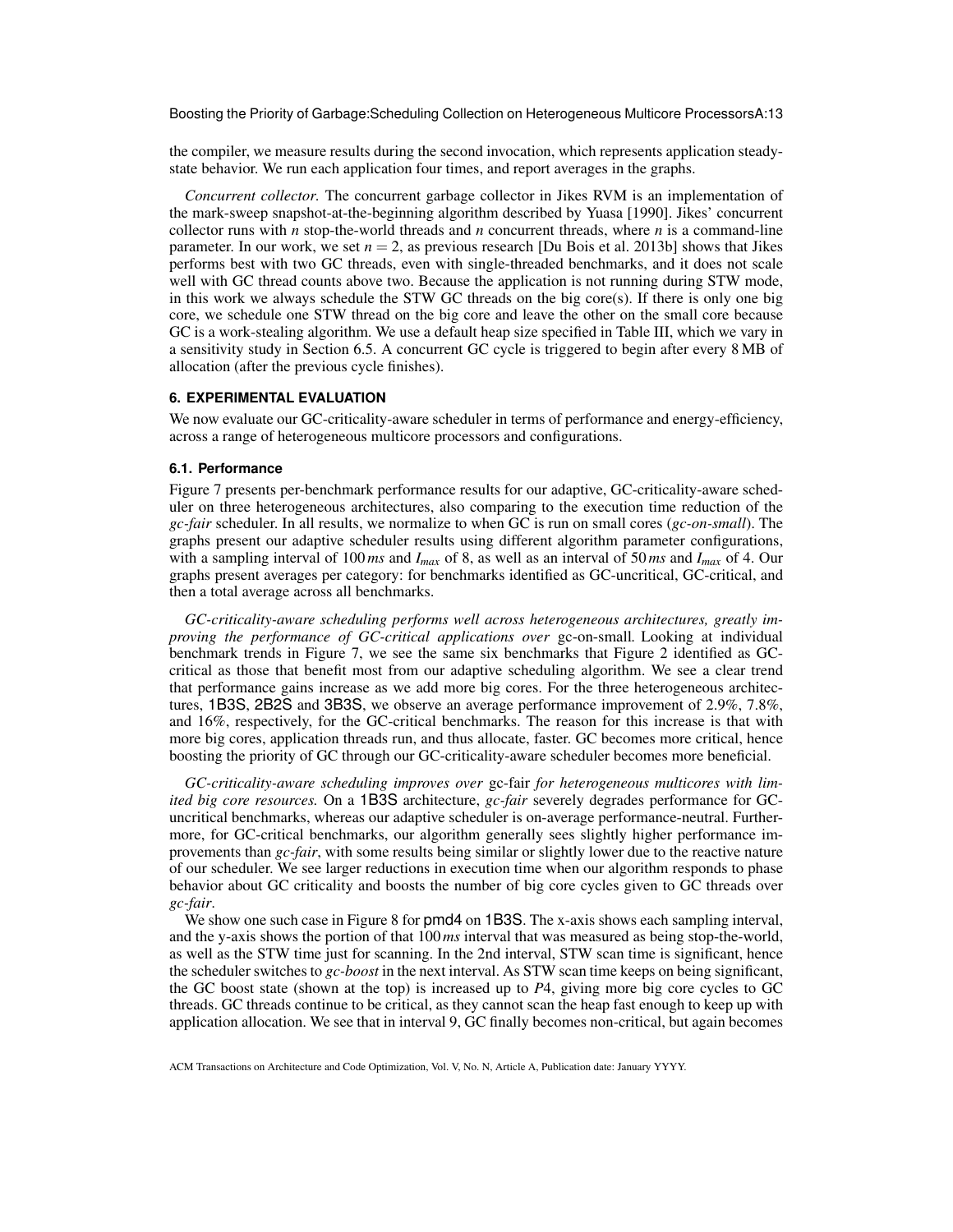the compiler, we measure results during the second invocation, which represents application steady-state behavior. We run each application four times, and report averages in the graphs.

*Concurrent collector.* The concurrent garbage collector in Jikes RVM is an implementation of the mark-sweep snapshot-at-the-beginning algorithm described by Yuasa [1990]. Jikes' concurrent collector runs with $n$ stop-the-world threads and $n$ concurrent threads, where $n$ is a command-line parameter. In our work, we set $n = 2$, as previous research [Du Bois et al. 2013b] shows that Jikes performs best with two GC threads, even with single-threaded benchmarks, and it does not scale well with GC thread counts above two. Because the application is not running during STW mode, in this work we always schedule the STW GC threads on the big core(s). If there is only one big core, we schedule one STW thread on the big core and leave the other on the small core because GC is a work-stealing algorithm. We use a default heap size specified in Table III, which we vary in a sensitivity study in Section 6.5. A concurrent GC cycle is triggered to begin after every 8 MB of allocation (after the previous cycle finishes).

### 6. EXPERIMENTAL EVALUATION

We now evaluate our GC-criticality-aware scheduler in terms of performance and energy-efficiency, across a range of heterogeneous multicore processors and configurations.

#### 6.1. Performance

Figure 7 presents per-benchmark performance results for our adaptive, GC-criticality-aware scheduler on three heterogeneous architectures, also comparing to the execution time reduction of the *gc-fair* scheduler. In all results, we normalize to when GC is run on small cores (*gc-on-small*). The graphs present our adaptive scheduler results using different algorithm parameter configurations, with a sampling interval of 100 *ms* and $I_{max}$ of 8, as well as an interval of 50 *ms* and $I_{max}$ of 4. Our graphs present averages per category: for benchmarks identified as GC-uncritical, GC-critical, and then a total average across all benchmarks.

*GC-criticality-aware scheduling performs well across heterogeneous architectures, greatly improving the performance of GC-critical applications over* gc-on-small. Looking at individual benchmark trends in Figure 7, we see the same six benchmarks that Figure 2 identified as GC-critical as those that benefit most from our adaptive scheduling algorithm. We see a clear trend that performance gains increase as we add more big cores. For the three heterogeneous architectures, 1B3S, 2B2S and 3B3S, we observe an average performance improvement of 2.9%, 7.8%, and 16%, respectively, for the GC-critical benchmarks. The reason for this increase is that with more big cores, application threads run, and thus allocate, faster. GC becomes more critical, hence boosting the priority of GC through our GC-criticality-aware scheduler becomes more beneficial.

*GC-criticality-aware scheduling improves over* gc-fair *for heterogeneous multicores with limited big core resources.* On a 1B3S architecture, *gc-fair* severely degrades performance for GC-uncritical benchmarks, whereas our adaptive scheduler is on-average performance-neutral. Furthermore, for GC-critical benchmarks, our algorithm generally sees slightly higher performance improvements than *gc-fair*, with some results being similar or slightly lower due to the reactive nature of our scheduler. We see larger reductions in execution time when our algorithm responds to phase behavior about GC criticality and boosts the number of big core cycles given to GC threads over *gc-fair*.

We show one such case in Figure 8 for pmd4 on 1B3S. The x-axis shows each sampling interval, and the y-axis shows the portion of that 100 *ms* interval that was measured as being stop-the-world, as well as the STW time just for scanning. In the 2nd interval, STW scan time is significant, hence the scheduler switches to *gc-boost* in the next interval. As STW scan time keeps on being significant, the GC boost state (shown at the top) is increased up to $P4$, giving more big core cycles to GC threads. GC threads continue to be critical, as they cannot scan the heap fast enough to keep up with application allocation. We see that in interval 9, GC finally becomes non-critical, but again becomes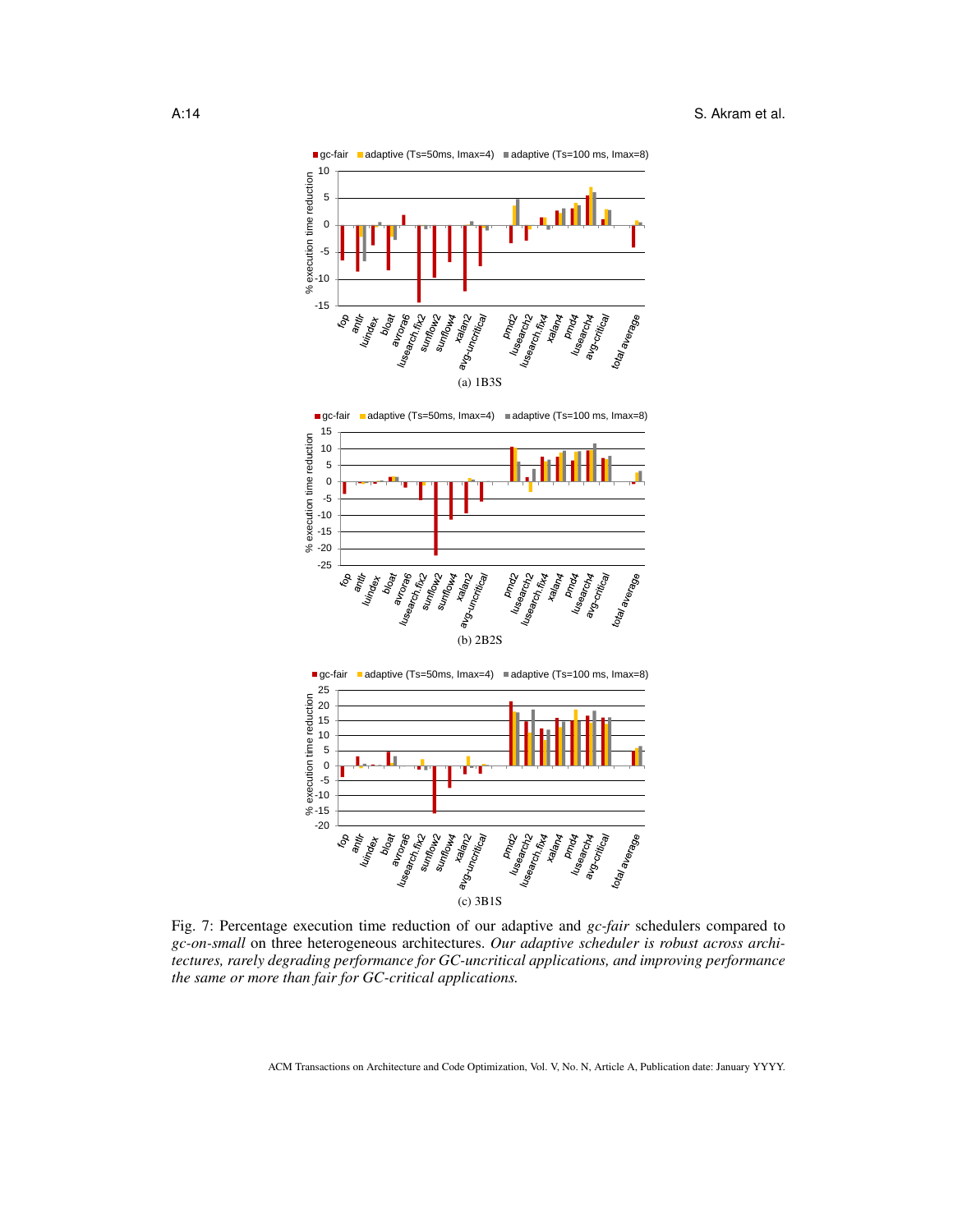■ gc-fair ■ adaptive (Ts=50ms, Imax=4) ■ adaptive (Ts=100 ms, Imax=8)

% execution time reduction

10
5
0
-5
-10
-15

fop
antlr
luindex
bloat
avrora6
lusearch.fix2
sunflow2
sunflow4
xalan2
avg-uncritical
pmd2
lusearch2
lusearch.fix4
xalan4
pmd4
lusearch4
avg-critical
total average

(a) 1B3S

■ gc-fair ■ adaptive (Ts=50ms, Imax=4) ■ adaptive (Ts=100 ms, Imax=8)

% execution time reduction

15
10
5
0
-5
-10
-15
-20
-25

fop
antlr
luindex
bloat
avrora6
lusearch.fix2
sunflow2
sunflow4
xalan2
avg-uncritical
pmd2
lusearch2
lusearch.fix4
xalan4
pmd4
lusearch4
avg-critical
total average

(b) 2B2S

■ gc-fair ■ adaptive (Ts=50ms, Imax=4) ■ adaptive (Ts=100 ms, Imax=8)

% execution time reduction

25
20
15
10
5
0
-5
-10
-15
-20

fop
antlr
luindex
bloat
avrora6
lusearch.fix2
sunflow2
sunflow4
xalan2
avg-uncritical
pmd2
lusearch2
lusearch.fix4
xalan4
pmd4
lusearch4
avg-critical
total average

(c) 3B1S

Fig. 7: Percentage execution time reduction of our adaptive and *gc-fair* schedulers compared to *gc-on-small* on three heterogeneous architectures. *Our adaptive scheduler is robust across architectures, rarely degrading performance for GC-uncritical applications, and improving performance the same or more than fair for GC-critical applications.*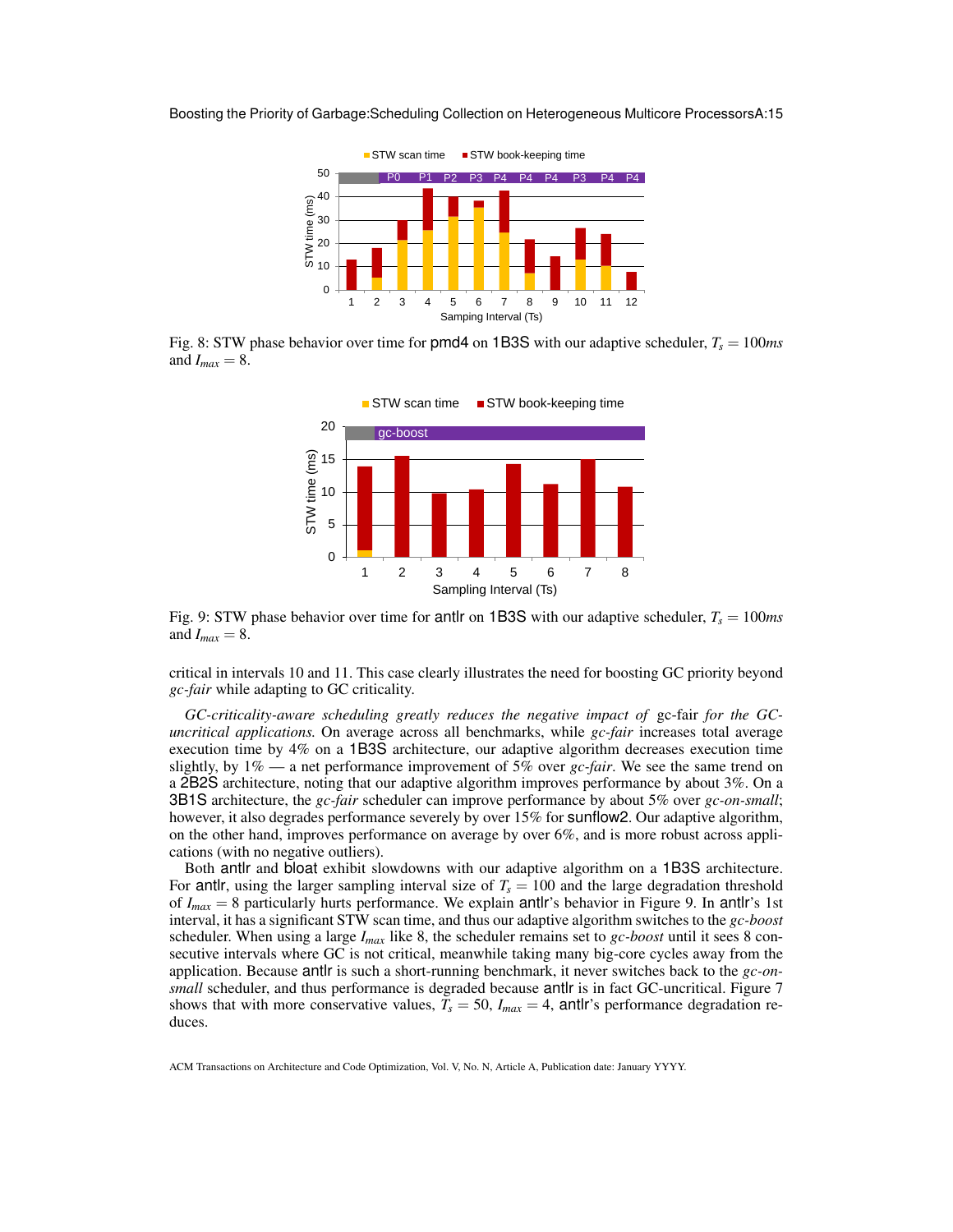Fig. 8: STW phase behavior over time for pmd4 on 1B3S with our adaptive scheduler, $T_s = 100ms$ and $I_{max} = 8$.

Fig. 9: STW phase behavior over time for antlr on 1B3S with our adaptive scheduler, $T_s = 100ms$ and $I_{max} = 8$.

critical in intervals 10 and 11. This case clearly illustrates the need for boosting GC priority beyond *gc-fair* while adapting to GC criticality.

*GC-criticality-aware scheduling greatly reduces the negative impact of* gc-fair *for the GC-uncritical applications.* On average across all benchmarks, while *gc-fair* increases total average execution time by 4% on a 1B3S architecture, our adaptive algorithm decreases execution time slightly, by 1% — a net performance improvement of 5% over *gc-fair*. We see the same trend on a 2B2S architecture, noting that our adaptive algorithm improves performance by about 3%. On a 3B1S architecture, the *gc-fair* scheduler can improve performance by about 5% over *gc-on-small*; however, it also degrades performance severely by over 15% for sunflow2. Our adaptive algorithm, on the other hand, improves performance on average by over 6%, and is more robust across applications (with no negative outliers).

Both antlr and bloat exhibit slowdowns with our adaptive algorithm on a 1B3S architecture. For antlr, using the larger sampling interval size of $T_s = 100$ and the large degradation threshold of $I_{max} = 8$ particularly hurts performance. We explain antlr's behavior in Figure 9. In antlr's 1st interval, it has a significant STW scan time, and thus our adaptive algorithm switches to the *gc-boost* scheduler. When using a large $I_{max}$ like 8, the scheduler remains set to *gc-boost* until it sees 8 consecutive intervals where GC is not critical, meanwhile taking many big-core cycles away from the application. Because antlr is such a short-running benchmark, it never switches back to the *gc-on-small* scheduler, and thus performance is degraded because antlr is in fact GC-uncritical. Figure 7 shows that with more conservative values, $T_s = 50$, $I_{max} = 4$, antlr's performance degradation reduces.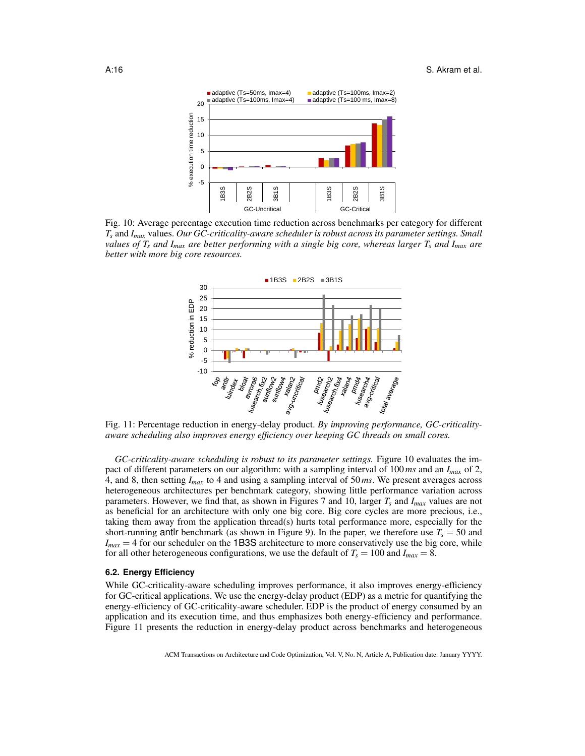adaptive (Ts=50ms, Imax=4)
adaptive (Ts=100ms, Imax=2)
adaptive (Ts=100ms, Imax=4)
adaptive (Ts=100 ms, Imax=8)

% execution time reduction

20
15
10
5
0
-5

1B3S
2B2S
3B1S
GC-Uncritical

1B3S
2B2S
3B1S
GC-Critical

Fig. 10: Average percentage execution time reduction across benchmarks per category for different $T_s$ and $I_{max}$ values. *Our GC-criticality-aware scheduler is robust across its parameter settings. Small values of $T_s$ and $I_{max}$ are better performing with a single big core, whereas larger $T_s$ and $I_{max}$ are better with more big core resources.*

1B3S
2B2S
3B1S

% reduction in EDP

30
25
20
15
10
5
0
-5
-10

fop
antlr
luindex
bloat
avrora6
lusearch.fix2
sunflow2
sunflow4
xalan2
avg-uncritical
pmd2
lusearch2
lusearch.fix4
xalan4
pmd4
lusearch4
avg-critical
total average

Fig. 11: Percentage reduction in energy-delay product. *By improving performance, GC-criticality-aware scheduling also improves energy efficiency over keeping GC threads on small cores.*

*GC-criticality-aware scheduling is robust to its parameter settings.* Figure 10 evaluates the impact of different parameters on our algorithm: with a sampling interval of 100 *ms* and an $I_{max}$ of 2, 4, and 8, then setting $I_{max}$ to 4 and using a sampling interval of 50 *ms*. We present averages across heterogeneous architectures per benchmark category, showing little performance variation across parameters. However, we find that, as shown in Figures 7 and 10, larger $T_s$ and $I_{max}$ values are not as beneficial for an architecture with only one big core. Big core cycles are more precious, i.e., taking them away from the application thread(s) hurts total performance more, especially for the short-running antlr benchmark (as shown in Figure 9). In the paper, we therefore use $T_s = 50$ and $I_{max} = 4$ for our scheduler on the 1B3S architecture to more conservatively use the big core, while for all other heterogeneous configurations, we use the default of $T_s = 100$ and $I_{max} = 8$.

### 6.2. Energy Efficiency

While GC-criticality-aware scheduling improves performance, it also improves energy-efficiency for GC-critical applications. We use the energy-delay product (EDP) as a metric for quantifying the energy-efficiency of GC-criticality-aware scheduler. EDP is the product of energy consumed by an application and its execution time, and thus emphasizes both energy-efficiency and performance. Figure 11 presents the reduction in energy-delay product across benchmarks and heterogeneous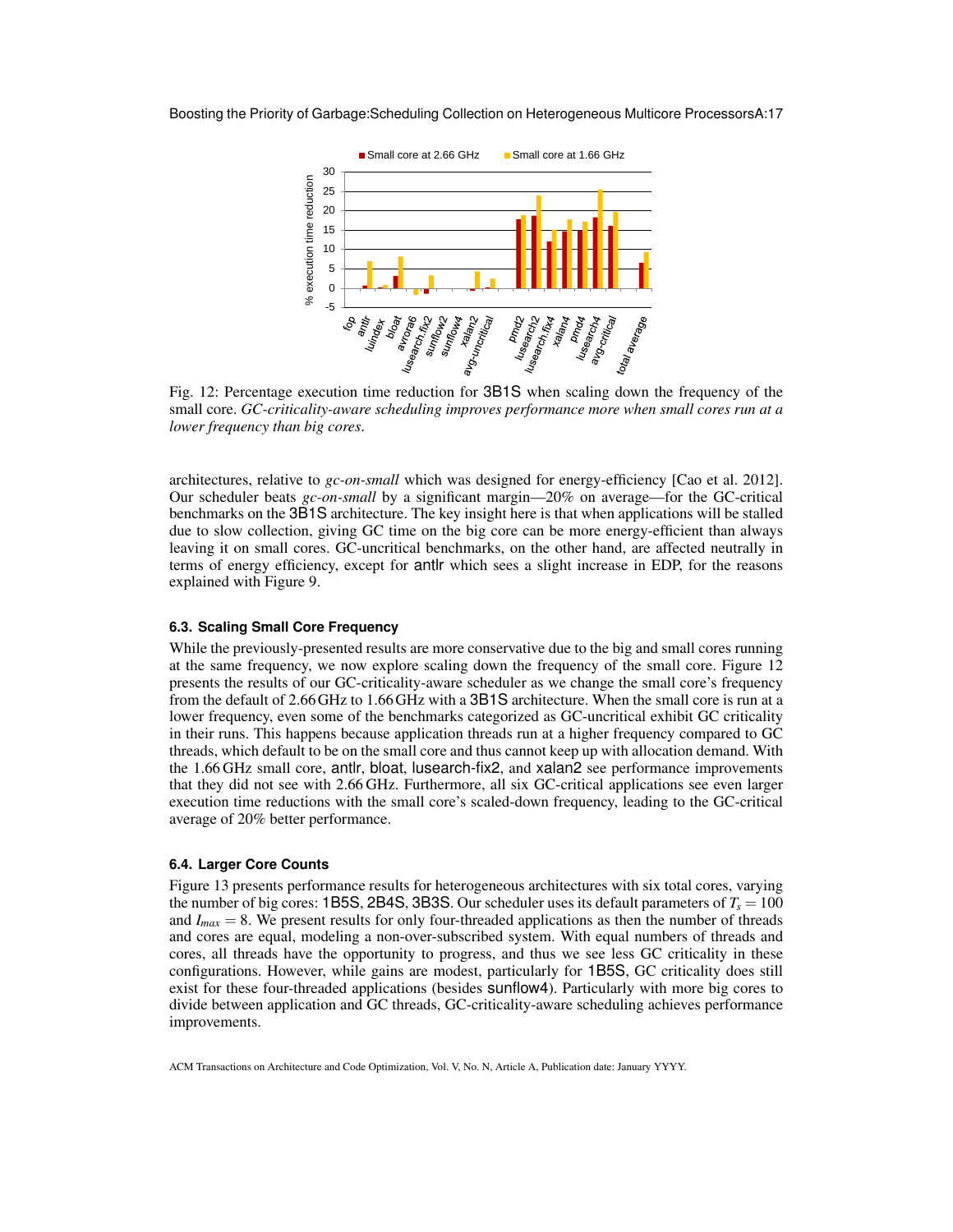Small core at 2.66 GHz
Small core at 1.66 GHz

% execution time reduction

30
25
20
15
10
5
0
-5

fop
antlr
luindex
bloat
avrora6
lusearch.fix2
sunflow2
sunflow4
xalan2
avg-uncritical
pmd2
lusearch2
lusearch.fix4
xalan4
pmd4
lusearch4
avg-critical
total average

Fig. 12: Percentage execution time reduction for 3B1S when scaling down the frequency of the small core. *GC-criticality-aware scheduling improves performance more when small cores run at a lower frequency than big cores.*

architectures, relative to *gc-on-small* which was designed for energy-efficiency [Cao et al. 2012]. Our scheduler beats *gc-on-small* by a significant margin—20% on average—for the GC-critical benchmarks on the 3B1S architecture. The key insight here is that when applications will be stalled due to slow collection, giving GC time on the big core can be more energy-efficient than always leaving it on small cores. GC-uncritical benchmarks, on the other hand, are affected neutrally in terms of energy efficiency, except for antlr which sees a slight increase in EDP, for the reasons explained with Figure 9.

### 6.3. Scaling Small Core Frequency

While the previously-presented results are more conservative due to the big and small cores running at the same frequency, we now explore scaling down the frequency of the small core. Figure 12 presents the results of our GC-criticality-aware scheduler as we change the small core's frequency from the default of 2.66 GHz to 1.66 GHz with a 3B1S architecture. When the small core is run at a lower frequency, even some of the benchmarks categorized as GC-uncritical exhibit GC criticality in their runs. This happens because application threads run at a higher frequency compared to GC threads, which default to be on the small core and thus cannot keep up with allocation demand. With the 1.66 GHz small core, antlr, bloat, lusearch-fix2, and xalan2 see performance improvements that they did not see with 2.66 GHz. Furthermore, all six GC-critical applications see even larger execution time reductions with the small core's scaled-down frequency, leading to the GC-critical average of 20% better performance.

### 6.4. Larger Core Counts

Figure 13 presents performance results for heterogeneous architectures with six total cores, varying the number of big cores: 1B5S, 2B4S, 3B3S. Our scheduler uses its default parameters of $T_s = 100$ and $I_{max} = 8$. We present results for only four-threaded applications as then the number of threads and cores are equal, modeling a non-over-subscribed system. With equal numbers of threads and cores, all threads have the opportunity to progress, and thus we see less GC criticality in these configurations. However, while gains are modest, particularly for 1B5S, GC criticality does still exist for these four-threaded applications (besides sunflow4). Particularly with more big cores to divide between application and GC threads, GC-criticality-aware scheduling achieves performance improvements.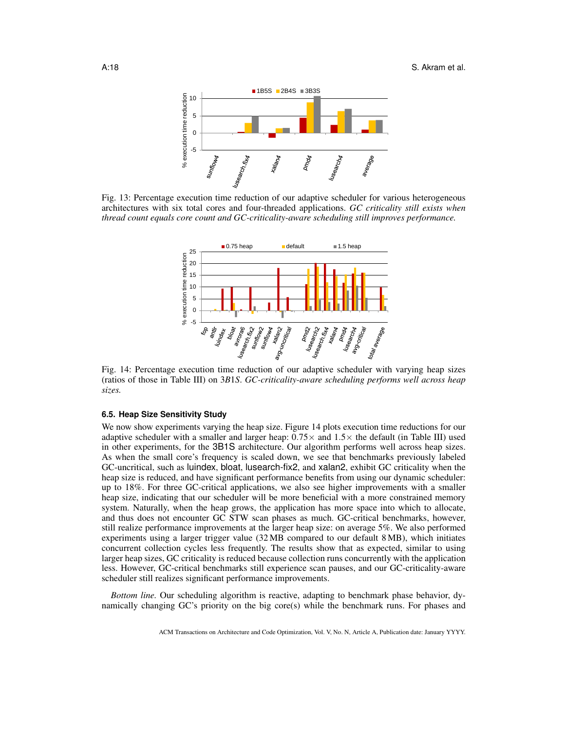1B5S 2B4S 3B3S

% execution time reduction

10
5
0
-5

sunflow4
lusearch.fix4
xalan4
pmd4
lusearch4
average

Fig. 13: Percentage execution time reduction of our adaptive scheduler for various heterogeneous architectures with six total cores and four-threaded applications. *GC criticality still exists when thread count equals core count and GC-criticality-aware scheduling still improves performance.*

0.75 heap default 1.5 heap

% execution time reduction

25
20
15
10
5
0
-5

fop
antlr
luindex
bloat
avrora6
lusearch.fix2
sunflow2
sunflow4
xalan2
avg-uncritical
pmd2
lusearch2
lusearch.fix4
xalan4
pmd4
lusearch4
avg-critical
total average

Fig. 14: Percentage execution time reduction of our adaptive scheduler with varying heap sizes (ratios of those in Table III) on 3*B*1*S*. *GC-criticality-aware scheduling performs well across heap sizes.*

### 6.5. Heap Size Sensitivity Study

We now show experiments varying the heap size. Figure 14 plots execution time reductions for our adaptive scheduler with a smaller and larger heap: $0.75\times$ and $1.5\times$ the default (in Table III) used in other experiments, for the 3B1S architecture. Our algorithm performs well across heap sizes. As when the small core's frequency is scaled down, we see that benchmarks previously labeled GC-uncritical, such as luindex, bloat, lusearch-fix2, and xalan2, exhibit GC criticality when the heap size is reduced, and have significant performance benefits from using our dynamic scheduler: up to 18%. For three GC-critical applications, we also see higher improvements with a smaller heap size, indicating that our scheduler will be more beneficial with a more constrained memory system. Naturally, when the heap grows, the application has more space into which to allocate, and thus does not encounter GC STW scan phases as much. GC-critical benchmarks, however, still realize performance improvements at the larger heap size: on average 5%. We also performed experiments using a larger trigger value (32 MB compared to our default 8 MB), which initiates concurrent collection cycles less frequently. The results show that as expected, similar to using larger heap sizes, GC criticality is reduced because collection runs concurrently with the application less. However, GC-critical benchmarks still experience scan pauses, and our GC-criticality-aware scheduler still realizes significant performance improvements.

*Bottom line.* Our scheduling algorithm is reactive, adapting to benchmark phase behavior, dynamically changing GC's priority on the big core(s) while the benchmark runs. For phases and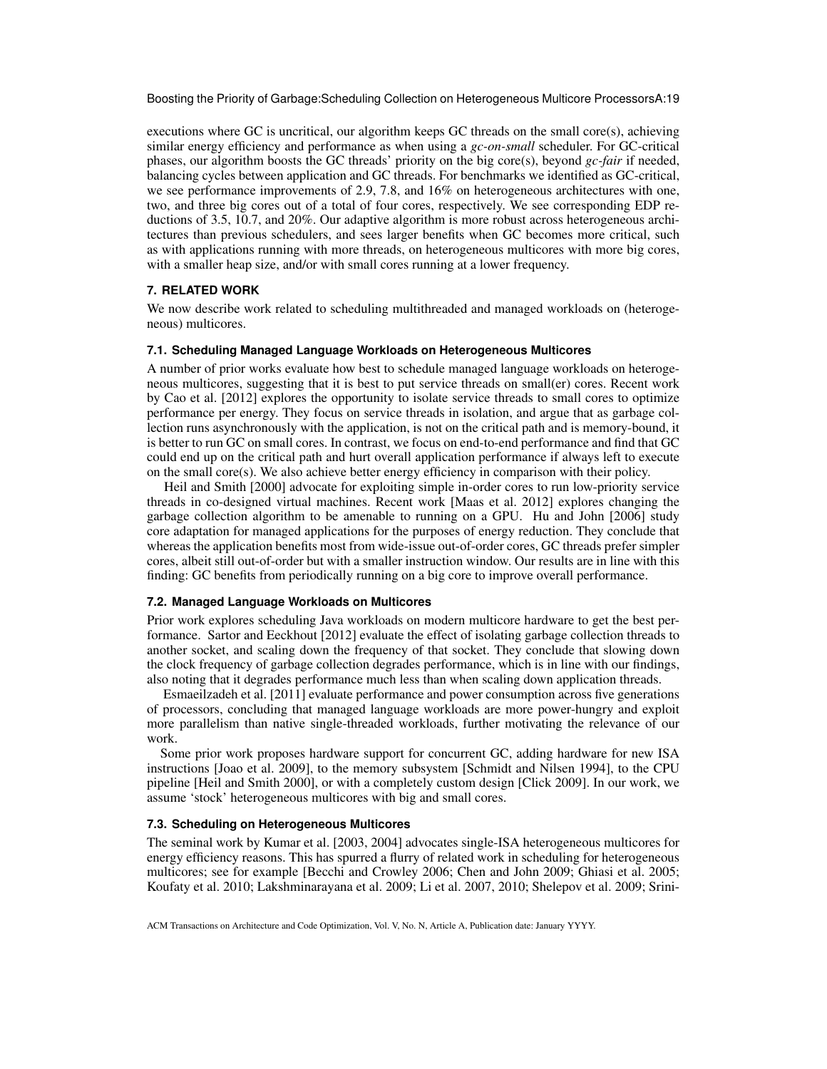executions where GC is uncritical, our algorithm keeps GC threads on the small core(s), achieving similar energy efficiency and performance as when using a *gc-on-small* scheduler. For GC-critical phases, our algorithm boosts the GC threads' priority on the big core(s), beyond *gc-fair* if needed, balancing cycles between application and GC threads. For benchmarks we identified as GC-critical, we see performance improvements of 2.9, 7.8, and 16% on heterogeneous architectures with one, two, and three big cores out of a total of four cores, respectively. We see corresponding EDP reductions of 3.5, 10.7, and 20%. Our adaptive algorithm is more robust across heterogeneous architectures than previous schedulers, and sees larger benefits when GC becomes more critical, such as with applications running with more threads, on heterogeneous multicores with more big cores, with a smaller heap size, and/or with small cores running at a lower frequency.

## 7. RELATED WORK

We now describe work related to scheduling multithreaded and managed workloads on (heterogeneous) multicores.

### 7.1. Scheduling Managed Language Workloads on Heterogeneous Multicores

A number of prior works evaluate how best to schedule managed language workloads on heterogeneous multicores, suggesting that it is best to put service threads on small(er) cores. Recent work by Cao et al. [2012] explores the opportunity to isolate service threads to small cores to optimize performance per energy. They focus on service threads in isolation, and argue that as garbage collection runs asynchronously with the application, is not on the critical path and is memory-bound, it is better to run GC on small cores. In contrast, we focus on end-to-end performance and find that GC could end up on the critical path and hurt overall application performance if always left to execute on the small core(s). We also achieve better energy efficiency in comparison with their policy.

Heil and Smith [2000] advocate for exploiting simple in-order cores to run low-priority service threads in co-designed virtual machines. Recent work [Maas et al. 2012] explores changing the garbage collection algorithm to be amenable to running on a GPU. Hu and John [2006] study core adaptation for managed applications for the purposes of energy reduction. They conclude that whereas the application benefits most from wide-issue out-of-order cores, GC threads prefer simpler cores, albeit still out-of-order but with a smaller instruction window. Our results are in line with this finding: GC benefits from periodically running on a big core to improve overall performance.

### 7.2. Managed Language Workloads on Multicores

Prior work explores scheduling Java workloads on modern multicore hardware to get the best performance. Sartor and Eeckhout [2012] evaluate the effect of isolating garbage collection threads to another socket, and scaling down the frequency of that socket. They conclude that slowing down the clock frequency of garbage collection degrades performance, which is in line with our findings, also noting that it degrades performance much less than when scaling down application threads.

Esmaeilzadeh et al. [2011] evaluate performance and power consumption across five generations of processors, concluding that managed language workloads are more power-hungry and exploit more parallelism than native single-threaded workloads, further motivating the relevance of our work.

Some prior work proposes hardware support for concurrent GC, adding hardware for new ISA instructions [Joao et al. 2009], to the memory subsystem [Schmidt and Nilsen 1994], to the CPU pipeline [Heil and Smith 2000], or with a completely custom design [Click 2009]. In our work, we assume 'stock' heterogeneous multicores with big and small cores.

### 7.3. Scheduling on Heterogeneous Multicores

The seminal work by Kumar et al. [2003, 2004] advocates single-ISA heterogeneous multicores for energy efficiency reasons. This has spurred a flurry of related work in scheduling for heterogeneous multicores; see for example [Becchi and Crowley 2006; Chen and John 2009; Ghiasi et al. 2005; Koufaty et al. 2010; Lakshminarayana et al. 2009; Li et al. 2007, 2010; Shelepov et al. 2009; Srini-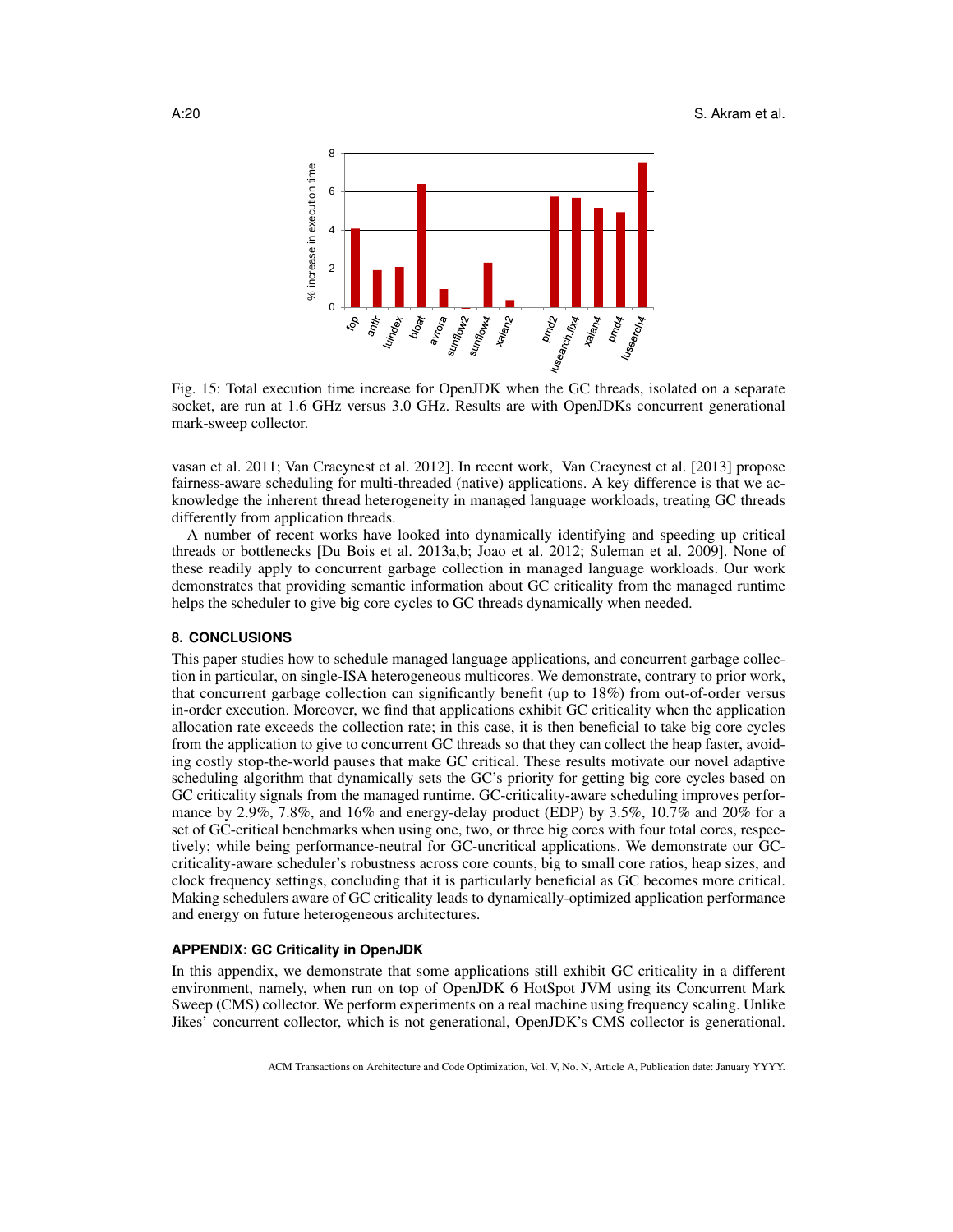Fig. 15: Total execution time increase for OpenJDK when the GC threads, isolated on a separate socket, are run at 1.6 GHz versus 3.0 GHz. Results are with OpenJDKs concurrent generational mark-sweep collector.

vasan et al. 2011; Van Craeynest et al. 2012]. In recent work, Van Craeynest et al. [2013] propose fairness-aware scheduling for multi-threaded (native) applications. A key difference is that we acknowledge the inherent thread heterogeneity in managed language workloads, treating GC threads differently from application threads.

A number of recent works have looked into dynamically identifying and speeding up critical threads or bottlenecks [Du Bois et al. 2013a,b; Joao et al. 2012; Suleman et al. 2009]. None of these readily apply to concurrent garbage collection in managed language workloads. Our work demonstrates that providing semantic information about GC criticality from the managed runtime helps the scheduler to give big core cycles to GC threads dynamically when needed.

## 8. CONCLUSIONS

This paper studies how to schedule managed language applications, and concurrent garbage collection in particular, on single-ISA heterogeneous multicores. We demonstrate, contrary to prior work, that concurrent garbage collection can significantly benefit (up to 18%) from out-of-order versus in-order execution. Moreover, we find that applications exhibit GC criticality when the application allocation rate exceeds the collection rate; in this case, it is then beneficial to take big core cycles from the application to give to concurrent GC threads so that they can collect the heap faster, avoiding costly stop-the-world pauses that make GC critical. These results motivate our novel adaptive scheduling algorithm that dynamically sets the GC's priority for getting big core cycles based on GC criticality signals from the managed runtime. GC-criticality-aware scheduling improves performance by 2.9%, 7.8%, and 16% and energy-delay product (EDP) by 3.5%, 10.7% and 20% for a set of GC-critical benchmarks when using one, two, or three big cores with four total cores, respectively; while being performance-neutral for GC-uncritical applications. We demonstrate our GC-criticality-aware scheduler's robustness across core counts, big to small core ratios, heap sizes, and clock frequency settings, concluding that it is particularly beneficial as GC becomes more critical. Making schedulers aware of GC criticality leads to dynamically-optimized application performance and energy on future heterogeneous architectures.

## APPENDIX: GC Criticality in OpenJDK

In this appendix, we demonstrate that some applications still exhibit GC criticality in a different environment, namely, when run on top of OpenJDK 6 HotSpot JVM using its Concurrent Mark Sweep (CMS) collector. We perform experiments on a real machine using frequency scaling. Unlike Jikes' concurrent collector, which is not generational, OpenJDK's CMS collector is generational.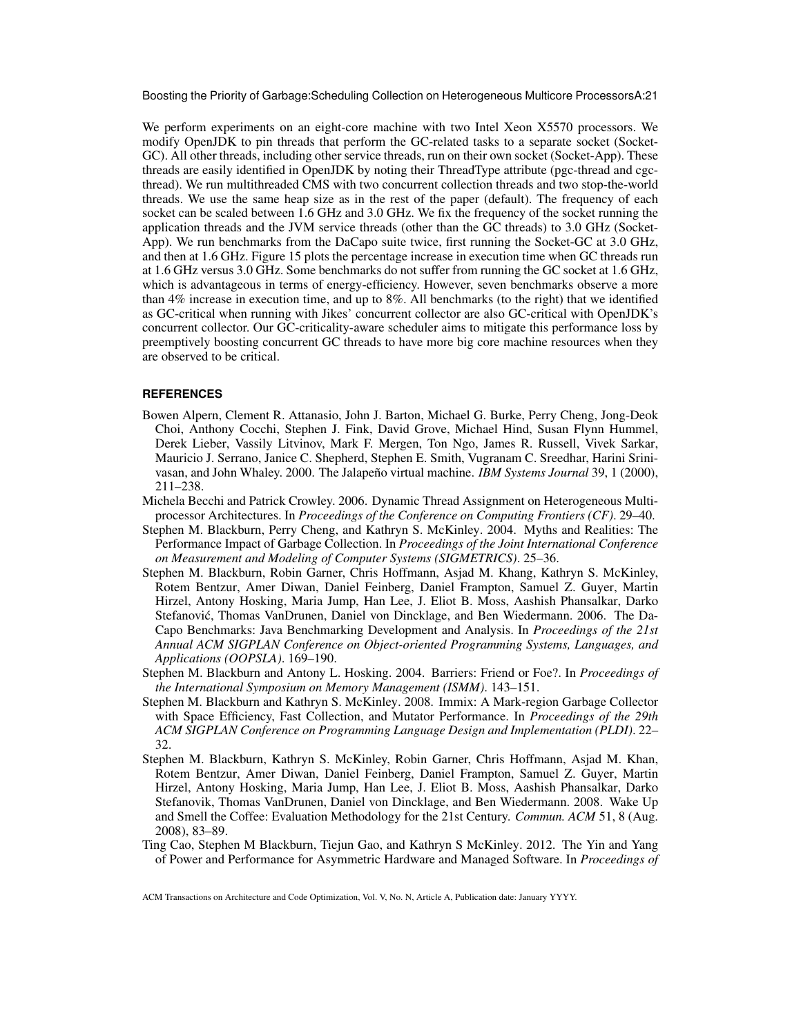We perform experiments on an eight-core machine with two Intel Xeon X5570 processors. We modify OpenJDK to pin threads that perform the GC-related tasks to a separate socket (Socket-GC). All other threads, including other service threads, run on their own socket (Socket-App). These threads are easily identified in OpenJDK by noting their ThreadType attribute (pgc-thread and cgc-thread). We run multithreaded CMS with two concurrent collection threads and two stop-the-world threads. We use the same heap size as in the rest of the paper (default). The frequency of each socket can be scaled between 1.6 GHz and 3.0 GHz. We fix the frequency of the socket running the application threads and the JVM service threads (other than the GC threads) to 3.0 GHz (Socket-App). We run benchmarks from the DaCapo suite twice, first running the Socket-GC at 3.0 GHz, and then at 1.6 GHz. Figure 15 plots the percentage increase in execution time when GC threads run at 1.6 GHz versus 3.0 GHz. Some benchmarks do not suffer from running the GC socket at 1.6 GHz, which is advantageous in terms of energy-efficiency. However, seven benchmarks observe a more than 4% increase in execution time, and up to 8%. All benchmarks (to the right) that we identified as GC-critical when running with Jikes' concurrent collector are also GC-critical with OpenJDK's concurrent collector. Our GC-criticality-aware scheduler aims to mitigate this performance loss by preemptively boosting concurrent GC threads to have more big core machine resources when they are observed to be critical.

## REFERENCES

- Bowen Alpern, Clement R. Attanasio, John J. Barton, Michael G. Burke, Perry Cheng, Jong-Deok Choi, Anthony Cocchi, Stephen J. Fink, David Grove, Michael Hind, Susan Flynn Hummel, Derek Lieber, Vassily Litvinov, Mark F. Mergen, Ton Ngo, James R. Russell, Vivek Sarkar, Mauricio J. Serrano, Janice C. Shepherd, Stephen E. Smith, Vugranam C. Sreedhar, Harini Srinivasan, and John Whaley. 2000. The Jalapeño virtual machine. *IBM Systems Journal* 39, 1 (2000), 211–238.
- Michela Becchi and Patrick Crowley. 2006. Dynamic Thread Assignment on Heterogeneous Multiprocessor Architectures. In *Proceedings of the Conference on Computing Frontiers (CF)*. 29–40.
- Stephen M. Blackburn, Perry Cheng, and Kathryn S. McKinley. 2004. Myths and Realities: The Performance Impact of Garbage Collection. In *Proceedings of the Joint International Conference on Measurement and Modeling of Computer Systems (SIGMETRICS)*. 25–36.
- Stephen M. Blackburn, Robin Garner, Chris Hoffmann, Asjad M. Khang, Kathryn S. McKinley, Rotem Bentzur, Amer Diwan, Daniel Feinberg, Daniel Frampton, Samuel Z. Guyer, Martin Hirzel, Antony Hosking, Maria Jump, Han Lee, J. Eliot B. Moss, Aashish Phansalkar, Darko Stefanović, Thomas VanDrunen, Daniel von Dincklage, and Ben Wiedermann. 2006. The DaCapo Benchmarks: Java Benchmarking Development and Analysis. In *Proceedings of the 21st Annual ACM SIGPLAN Conference on Object-oriented Programming Systems, Languages, and Applications (OOPSLA)*. 169–190.
- Stephen M. Blackburn and Antony L. Hosking. 2004. Barriers: Friend or Foe?. In *Proceedings of the International Symposium on Memory Management (ISMM)*. 143–151.
- Stephen M. Blackburn and Kathryn S. McKinley. 2008. Immix: A Mark-region Garbage Collector with Space Efficiency, Fast Collection, and Mutator Performance. In *Proceedings of the 29th ACM SIGPLAN Conference on Programming Language Design and Implementation (PLDI)*. 22–32.
- Stephen M. Blackburn, Kathryn S. McKinley, Robin Garner, Chris Hoffmann, Asjad M. Khan, Rotem Bentzur, Amer Diwan, Daniel Feinberg, Daniel Frampton, Samuel Z. Guyer, Martin Hirzel, Antony Hosking, Maria Jump, Han Lee, J. Eliot B. Moss, Aashish Phansalkar, Darko Stefanovik, Thomas VanDrunen, Daniel von Dincklage, and Ben Wiedermann. 2008. Wake Up and Smell the Coffee: Evaluation Methodology for the 21st Century. *Commun. ACM* 51, 8 (Aug. 2008), 83–89.
- Ting Cao, Stephen M Blackburn, Tiejun Gao, and Kathryn S McKinley. 2012. The Yin and Yang of Power and Performance for Asymmetric Hardware and Managed Software. In *Proceedings of*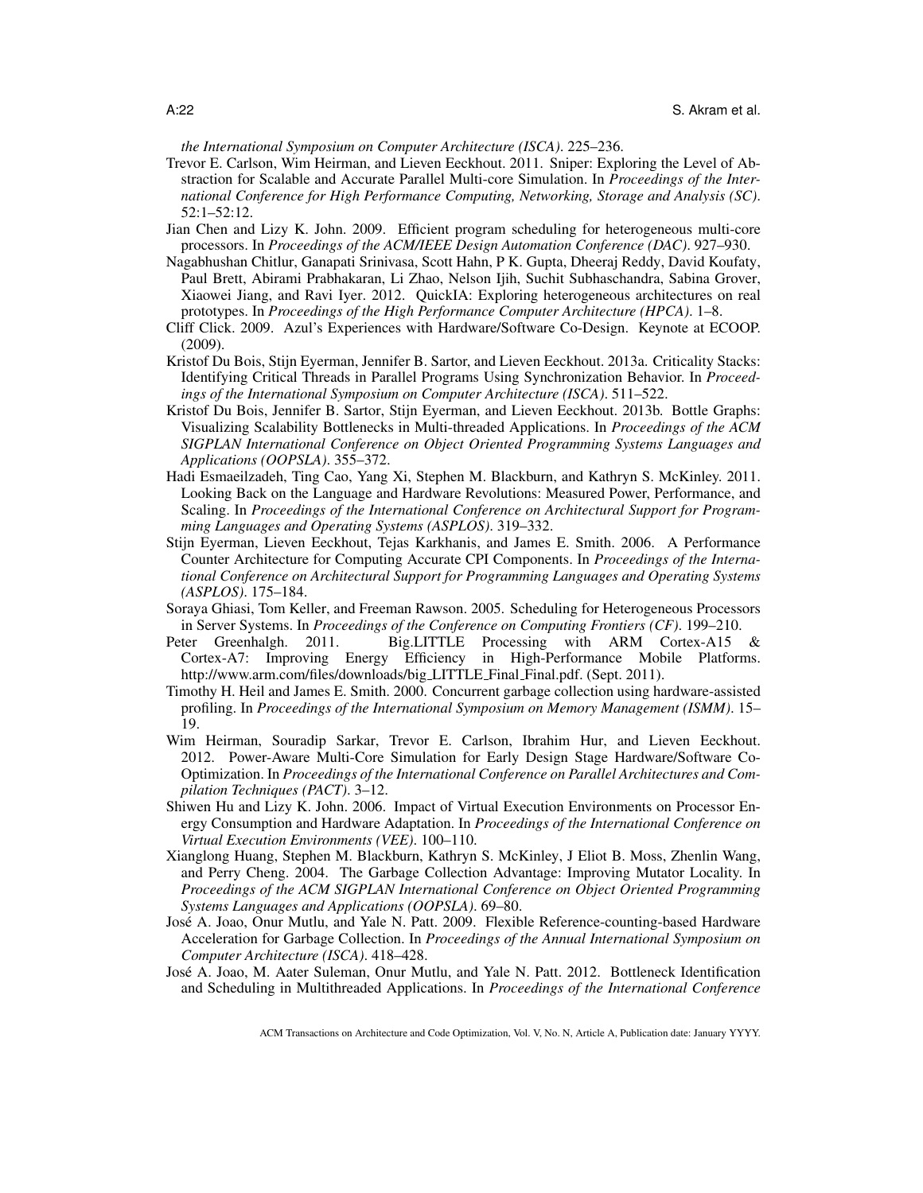*the International Symposium on Computer Architecture (ISCA)*. 225–236.

Trevor E. Carlson, Wim Heirman, and Lieven Eeckhout. 2011. Sniper: Exploring the Level of Abstraction for Scalable and Accurate Parallel Multi-core Simulation. In *Proceedings of the International Conference for High Performance Computing, Networking, Storage and Analysis (SC)*. 52:1–52:12.

Jian Chen and Lizy K. John. 2009. Efficient program scheduling for heterogeneous multi-core processors. In *Proceedings of the ACM/IEEE Design Automation Conference (DAC)*. 927–930.

Nagabhushan Chitlur, Ganapati Srinivasa, Scott Hahn, P K. Gupta, Dheeraj Reddy, David Koufaty, Paul Brett, Abirami Prabhakaran, Li Zhao, Nelson Ijih, Suchit Subhaschandra, Sabina Grover, Xiaowei Jiang, and Ravi Iyer. 2012. QuickIA: Exploring heterogeneous architectures on real prototypes. In *Proceedings of the High Performance Computer Architecture (HPCA)*. 1–8.

Cliff Click. 2009. Azul's Experiences with Hardware/Software Co-Design. Keynote at ECOOP. (2009).

Kristof Du Bois, Stijn Eyerman, Jennifer B. Sartor, and Lieven Eeckhout. 2013a. Criticality Stacks: Identifying Critical Threads in Parallel Programs Using Synchronization Behavior. In *Proceedings of the International Symposium on Computer Architecture (ISCA)*. 511–522.

Kristof Du Bois, Jennifer B. Sartor, Stijn Eyerman, and Lieven Eeckhout. 2013b. Bottle Graphs: Visualizing Scalability Bottlenecks in Multi-threaded Applications. In *Proceedings of the ACM SIGPLAN International Conference on Object Oriented Programming Systems Languages and Applications (OOPSLA)*. 355–372.

Hadi Esmaeilzadeh, Ting Cao, Yang Xi, Stephen M. Blackburn, and Kathryn S. McKinley. 2011. Looking Back on the Language and Hardware Revolutions: Measured Power, Performance, and Scaling. In *Proceedings of the International Conference on Architectural Support for Programming Languages and Operating Systems (ASPLOS)*. 319–332.

Stijn Eyerman, Lieven Eeckhout, Tejas Karkhanis, and James E. Smith. 2006. A Performance Counter Architecture for Computing Accurate CPI Components. In *Proceedings of the International Conference on Architectural Support for Programming Languages and Operating Systems (ASPLOS)*. 175–184.

Soraya Ghiasi, Tom Keller, and Freeman Rawson. 2005. Scheduling for Heterogeneous Processors in Server Systems. In *Proceedings of the Conference on Computing Frontiers (CF)*. 199–210.

Peter Greenhalgh. 2011. Big.LITTLE Processing with ARM Cortex-A15 & Cortex-A7: Improving Energy Efficiency in High-Performance Mobile Platforms. http://www.arm.com/files/downloads/big_LITTLE_Final_Final.pdf. (Sept. 2011).

Timothy H. Heil and James E. Smith. 2000. Concurrent garbage collection using hardware-assisted profiling. In *Proceedings of the International Symposium on Memory Management (ISMM)*. 15–19.

Wim Heirman, Souradip Sarkar, Trevor E. Carlson, Ibrahim Hur, and Lieven Eeckhout. 2012. Power-Aware Multi-Core Simulation for Early Design Stage Hardware/Software Co-Optimization. In *Proceedings of the International Conference on Parallel Architectures and Compilation Techniques (PACT)*. 3–12.

Shiwen Hu and Lizy K. John. 2006. Impact of Virtual Execution Environments on Processor Energy Consumption and Hardware Adaptation. In *Proceedings of the International Conference on Virtual Execution Environments (VEE)*. 100–110.

Xianglong Huang, Stephen M. Blackburn, Kathryn S. McKinley, J Eliot B. Moss, Zhenlin Wang, and Perry Cheng. 2004. The Garbage Collection Advantage: Improving Mutator Locality. In *Proceedings of the ACM SIGPLAN International Conference on Object Oriented Programming Systems Languages and Applications (OOPSLA)*. 69–80.

José A. Joao, Onur Mutlu, and Yale N. Patt. 2009. Flexible Reference-counting-based Hardware Acceleration for Garbage Collection. In *Proceedings of the Annual International Symposium on Computer Architecture (ISCA)*. 418–428.

José A. Joao, M. Aater Suleman, Onur Mutlu, and Yale N. Patt. 2012. Bottleneck Identification and Scheduling in Multithreaded Applications. In *Proceedings of the International Conference*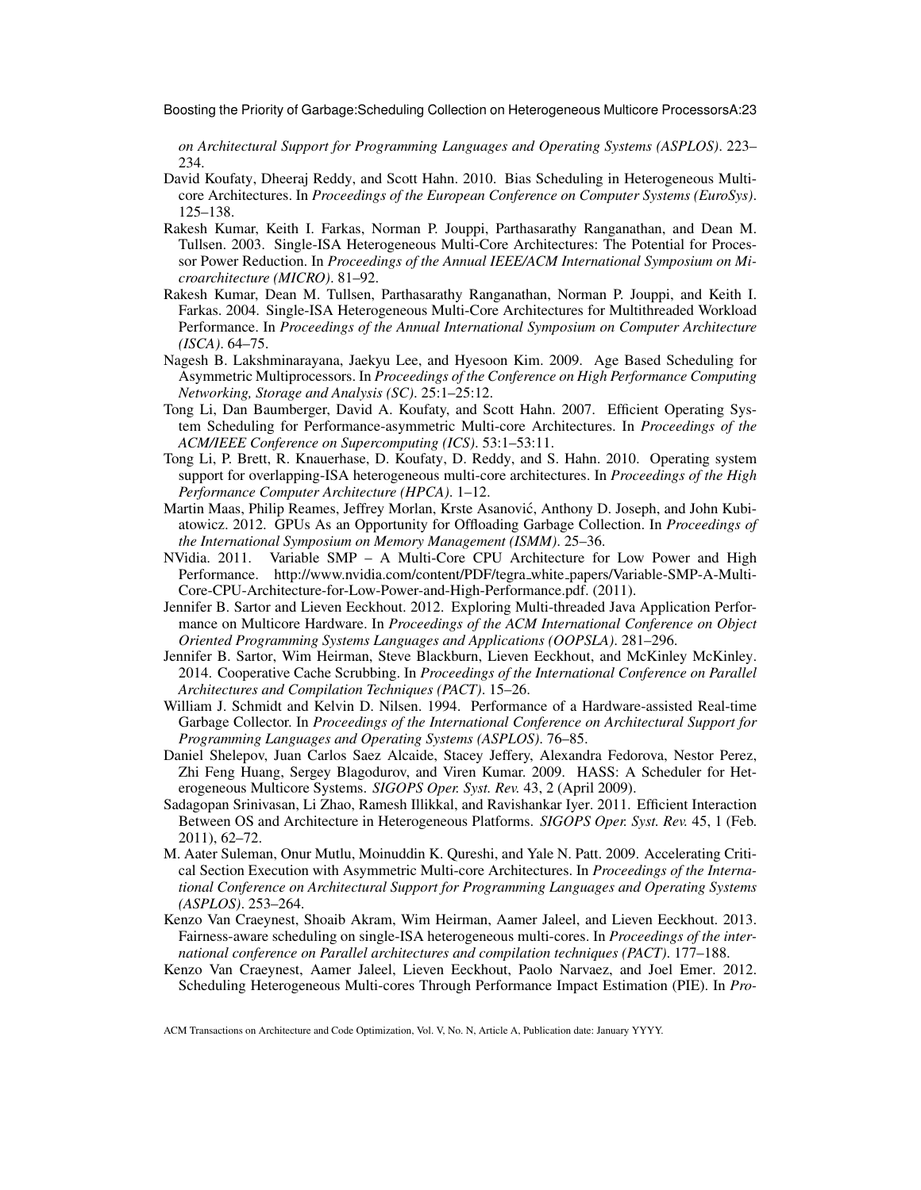*on Architectural Support for Programming Languages and Operating Systems (ASPLOS)*. 223–234.

David Koufaty, Dheeraj Reddy, and Scott Hahn. 2010. Bias Scheduling in Heterogeneous Multicore Architectures. In *Proceedings of the European Conference on Computer Systems (EuroSys)*. 125–138.

Rakesh Kumar, Keith I. Farkas, Norman P. Jouppi, Parthasarathy Ranganathan, and Dean M. Tullsen. 2003. Single-ISA Heterogeneous Multi-Core Architectures: The Potential for Processor Power Reduction. In *Proceedings of the Annual IEEE/ACM International Symposium on Microarchitecture (MICRO)*. 81–92.

Rakesh Kumar, Dean M. Tullsen, Parthasarathy Ranganathan, Norman P. Jouppi, and Keith I. Farkas. 2004. Single-ISA Heterogeneous Multi-Core Architectures for Multithreaded Workload Performance. In *Proceedings of the Annual International Symposium on Computer Architecture (ISCA)*. 64–75.

Nagesh B. Lakshminarayana, Jaekyu Lee, and Hyesoon Kim. 2009. Age Based Scheduling for Asymmetric Multiprocessors. In *Proceedings of the Conference on High Performance Computing Networking, Storage and Analysis (SC)*. 25:1–25:12.

Tong Li, Dan Baumberger, David A. Koufaty, and Scott Hahn. 2007. Efficient Operating System Scheduling for Performance-asymmetric Multi-core Architectures. In *Proceedings of the ACM/IEEE Conference on Supercomputing (ICS)*. 53:1–53:11.

Tong Li, P. Brett, R. Knauerhase, D. Koufaty, D. Reddy, and S. Hahn. 2010. Operating system support for overlapping-ISA heterogeneous multi-core architectures. In *Proceedings of the High Performance Computer Architecture (HPCA)*. 1–12.

Martin Maas, Philip Reames, Jeffrey Morlan, Krste Asanović, Anthony D. Joseph, and John Kubiatowicz. 2012. GPUs As an Opportunity for Offloading Garbage Collection. In *Proceedings of the International Symposium on Memory Management (ISMM)*. 25–36.

NVidia. 2011. Variable SMP – A Multi-Core CPU Architecture for Low Power and High Performance. http://www.nvidia.com/content/PDF/tegra_white_papers/Variable-SMP-A-Multi-Core-CPU-Architecture-for-Low-Power-and-High-Performance.pdf. (2011).

Jennifer B. Sartor and Lieven Eeckhout. 2012. Exploring Multi-threaded Java Application Performance on Multicore Hardware. In *Proceedings of the ACM International Conference on Object Oriented Programming Systems Languages and Applications (OOPSLA)*. 281–296.

Jennifer B. Sartor, Wim Heirman, Steve Blackburn, Lieven Eeckhout, and McKinley McKinley. 2014. Cooperative Cache Scrubbing. In *Proceedings of the International Conference on Parallel Architectures and Compilation Techniques (PACT)*. 15–26.

William J. Schmidt and Kelvin D. Nilsen. 1994. Performance of a Hardware-assisted Real-time Garbage Collector. In *Proceedings of the International Conference on Architectural Support for Programming Languages and Operating Systems (ASPLOS)*. 76–85.

Daniel Shelepov, Juan Carlos Saez Alcaide, Stacey Jeffery, Alexandra Fedorova, Nestor Perez, Zhi Feng Huang, Sergey Blagodurov, and Viren Kumar. 2009. HASS: A Scheduler for Heterogeneous Multicore Systems. *SIGOPS Oper. Syst. Rev.* 43, 2 (April 2009).

Sadagopan Srinivasan, Li Zhao, Ramesh Illikkal, and Ravishankar Iyer. 2011. Efficient Interaction Between OS and Architecture in Heterogeneous Platforms. *SIGOPS Oper. Syst. Rev.* 45, 1 (Feb. 2011), 62–72.

M. Aater Suleman, Onur Mutlu, Moinuddin K. Qureshi, and Yale N. Patt. 2009. Accelerating Critical Section Execution with Asymmetric Multi-core Architectures. In *Proceedings of the International Conference on Architectural Support for Programming Languages and Operating Systems (ASPLOS)*. 253–264.

Kenzo Van Craeynest, Shoaib Akram, Wim Heirman, Aamer Jaleel, and Lieven Eeckhout. 2013. Fairness-aware scheduling on single-ISA heterogeneous multi-cores. In *Proceedings of the international conference on Parallel architectures and compilation techniques (PACT)*. 177–188.

Kenzo Van Craeynest, Aamer Jaleel, Lieven Eeckhout, Paolo Narvaez, and Joel Emer. 2012. Scheduling Heterogeneous Multi-cores Through Performance Impact Estimation (PIE). In *Pro-*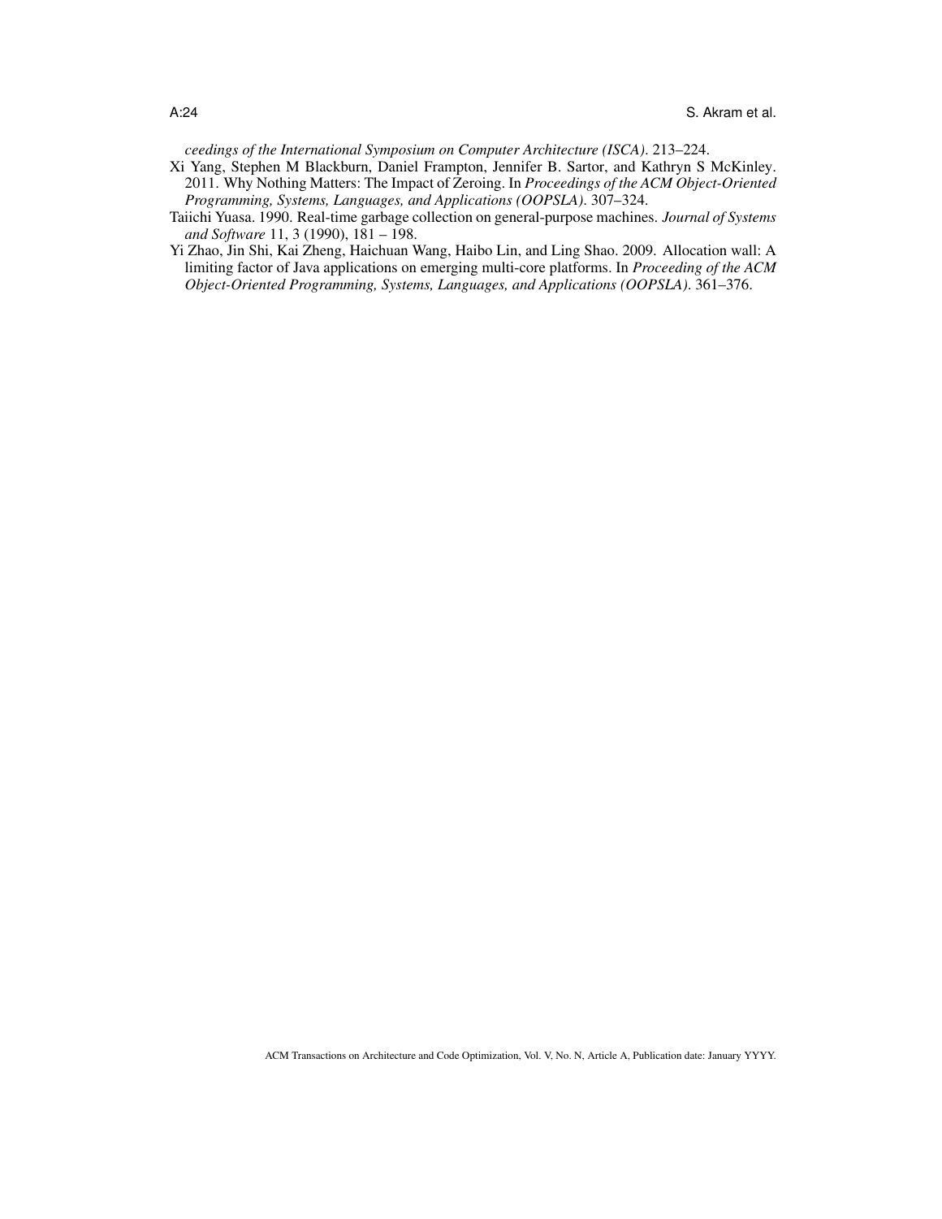*ceedings of the International Symposium on Computer Architecture (ISCA)*. 213–224.

Xi Yang, Stephen M Blackburn, Daniel Frampton, Jennifer B. Sartor, and Kathryn S McKinley. 2011. Why Nothing Matters: The Impact of Zeroing. In *Proceedings of the ACM Object-Oriented Programming, Systems, Languages, and Applications (OOPSLA)*. 307–324.

Taiichi Yuasa. 1990. Real-time garbage collection on general-purpose machines. *Journal of Systems and Software* 11, 3 (1990), 181 – 198.

Yi Zhao, Jin Shi, Kai Zheng, Haichuan Wang, Haibo Lin, and Ling Shao. 2009. Allocation wall: A limiting factor of Java applications on emerging multi-core platforms. In *Proceeding of the ACM Object-Oriented Programming, Systems, Languages, and Applications (OOPSLA)*. 361–376.